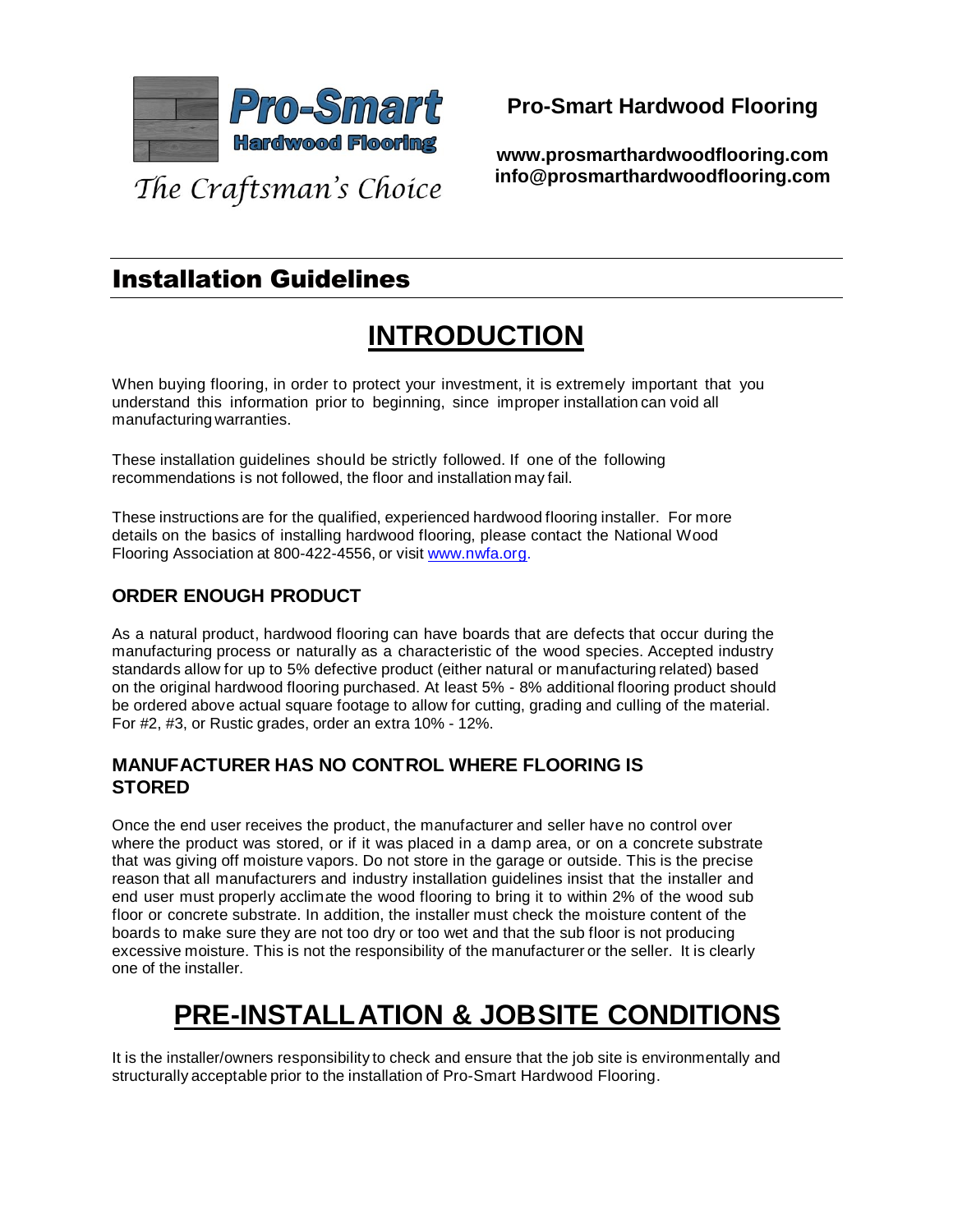**Pro-Smart Hardwood Flooring**

*The Craftsman's Choice*

**Pro-Smart Hardwood Flooring**

**www.prosmarthardwoodflooring.com**
**info@prosmarthardwoodflooring.com**

# Installation Guidelines

# INTRODUCTION

When buying flooring, in order to protect your investment, it is extremely important that you understand this information prior to beginning, since improper installation can void all manufacturing warranties.

These installation guidelines should be strictly followed. If one of the following recommendations is not followed, the floor and installation may fail.

These instructions are for the qualified, experienced hardwood flooring installer. For more details on the basics of installing hardwood flooring, please contact the National Wood Flooring Association at 800-422-4556, or visit [www.nwfa.org](http://www.nwfa.org).

### ORDER ENOUGH PRODUCT

As a natural product, hardwood flooring can have boards that are defects that occur during the manufacturing process or naturally as a characteristic of the wood species. Accepted industry standards allow for up to 5% defective product (either natural or manufacturing related) based on the original hardwood flooring purchased. At least 5% - 8% additional flooring product should be ordered above actual square footage to allow for cutting, grading and culling of the material. For #2, #3, or Rustic grades, order an extra 10% - 12%.

### MANUFACTURER HAS NO CONTROL WHERE FLOORING IS STORED

Once the end user receives the product, the manufacturer and seller have no control over where the product was stored, or if it was placed in a damp area, or on a concrete substrate that was giving off moisture vapors. Do not store in the garage or outside. This is the precise reason that all manufacturers and industry installation guidelines insist that the installer and end user must properly acclimate the wood flooring to bring it to within 2% of the wood sub floor or concrete substrate. In addition, the installer must check the moisture content of the boards to make sure they are not too dry or too wet and that the sub floor is not producing excessive moisture. This is not the responsibility of the manufacturer or the seller. It is clearly one of the installer.

# PRE-INSTALLATION & JOBSITE CONDITIONS

It is the installer/owners responsibility to check and ensure that the job site is environmentally and structurally acceptable prior to the installation of Pro-Smart Hardwood Flooring.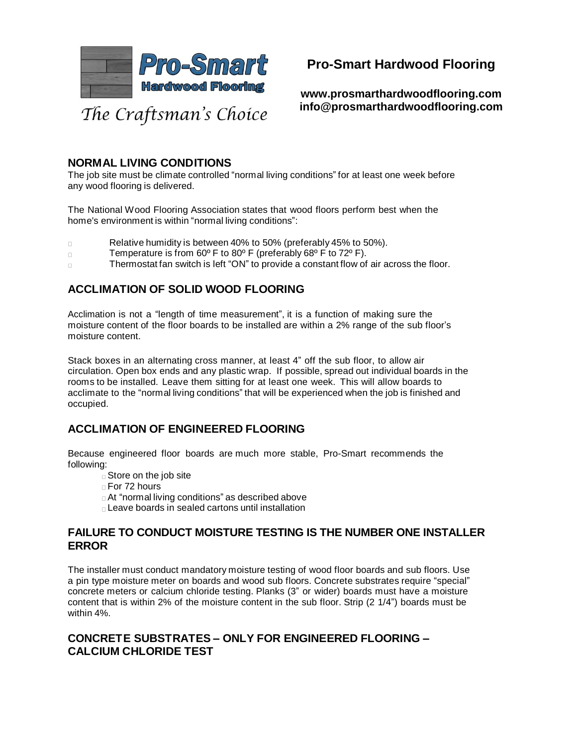**Pro-Smart Hardwood Flooring**

*The Craftsman's Choice*

**www.prosmarthardwoodflooring.com**
**info@prosmarthardwoodflooring.com**

## NORMAL LIVING CONDITIONS

The job site must be climate controlled "normal living conditions" for at least one week before any wood flooring is delivered.

The National Wood Flooring Association states that wood floors perform best when the home's environment is within "normal living conditions":

- Relative humidity is between 40% to 50% (preferably 45% to 50%).
- Temperature is from 60º F to 80º F (preferably 68º F to 72º F).
- Thermostat fan switch is left "ON" to provide a constant flow of air across the floor.

## ACCLIMATION OF SOLID WOOD FLOORING

Acclimation is not a "length of time measurement", it is a function of making sure the moisture content of the floor boards to be installed are within a 2% range of the sub floor's moisture content.

Stack boxes in an alternating cross manner, at least 4" off the sub floor, to allow air circulation. Open box ends and any plastic wrap. If possible, spread out individual boards in the rooms to be installed. Leave them sitting for at least one week. This will allow boards to acclimate to the "normal living conditions" that will be experienced when the job is finished and occupied.

## ACCLIMATION OF ENGINEERED FLOORING

Because engineered floor boards are much more stable, Pro-Smart recommends the following:

- Store on the job site
- For 72 hours
- At "normal living conditions" as described above
- Leave boards in sealed cartons until installation

## FAILURE TO CONDUCT MOISTURE TESTING IS THE NUMBER ONE INSTALLER ERROR

The installer must conduct mandatory moisture testing of wood floor boards and sub floors. Use a pin type moisture meter on boards and wood sub floors. Concrete substrates require "special" concrete meters or calcium chloride testing. Planks (3" or wider) boards must have a moisture content that is within 2% of the moisture content in the sub floor. Strip (2 1/4") boards must be within 4%.

## CONCRETE SUBSTRATES – ONLY FOR ENGINEERED FLOORING – CALCIUM CHLORIDE TEST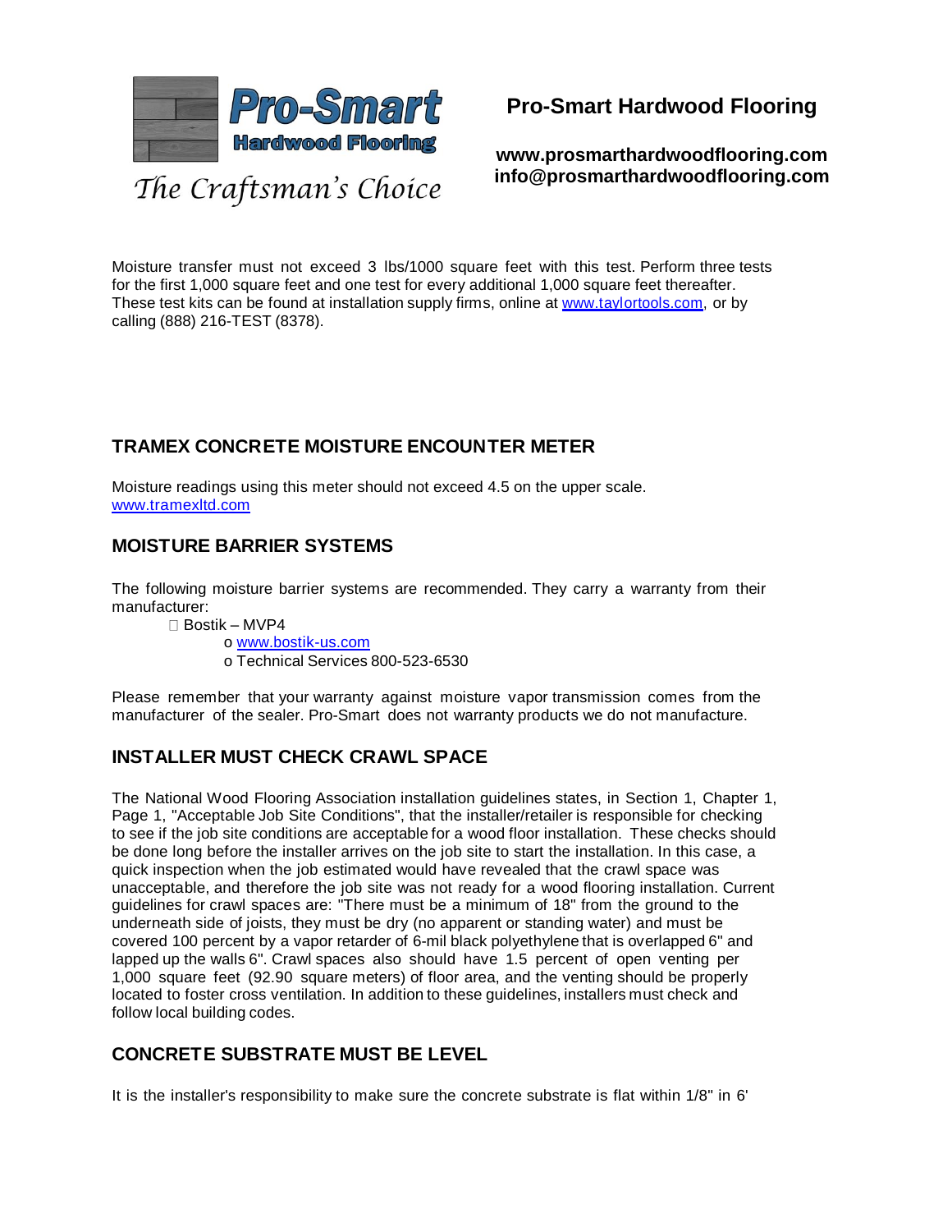Moisture transfer must not exceed 3 lbs/1000 square feet with this test. Perform three tests for the first 1,000 square feet and one test for every additional 1,000 square feet thereafter. These test kits can be found at installation supply firms, online at www.taylortools.com, or by calling (888) 216-TEST (8378).

## TRAMEX CONCRETE MOISTURE ENCOUNTER METER

Moisture readings using this meter should not exceed 4.5 on the upper scale.
www.tramexltd.com

## MOISTURE BARRIER SYSTEMS

The following moisture barrier systems are recommended. They carry a warranty from their manufacturer:

- Bostik – MVP4
  - www.bostik-us.com
  - Technical Services 800-523-6530

Please remember that your warranty against moisture vapor transmission comes from the manufacturer of the sealer. Pro-Smart does not warranty products we do not manufacture.

## INSTALLER MUST CHECK CRAWL SPACE

The National Wood Flooring Association installation guidelines states, in Section 1, Chapter 1, Page 1, "Acceptable Job Site Conditions", that the installer/retailer is responsible for checking to see if the job site conditions are acceptable for a wood floor installation. These checks should be done long before the installer arrives on the job site to start the installation. In this case, a quick inspection when the job estimated would have revealed that the crawl space was unacceptable, and therefore the job site was not ready for a wood flooring installation. Current guidelines for crawl spaces are: "There must be a minimum of 18" from the ground to the underneath side of joists, they must be dry (no apparent or standing water) and must be covered 100 percent by a vapor retarder of 6-mil black polyethylene that is overlapped 6" and lapped up the walls 6". Crawl spaces also should have 1.5 percent of open venting per 1,000 square feet (92.90 square meters) of floor area, and the venting should be properly located to foster cross ventilation. In addition to these guidelines, installers must check and follow local building codes.

## CONCRETE SUBSTRATE MUST BE LEVEL

It is the installer's responsibility to make sure the concrete substrate is flat within 1/8" in 6'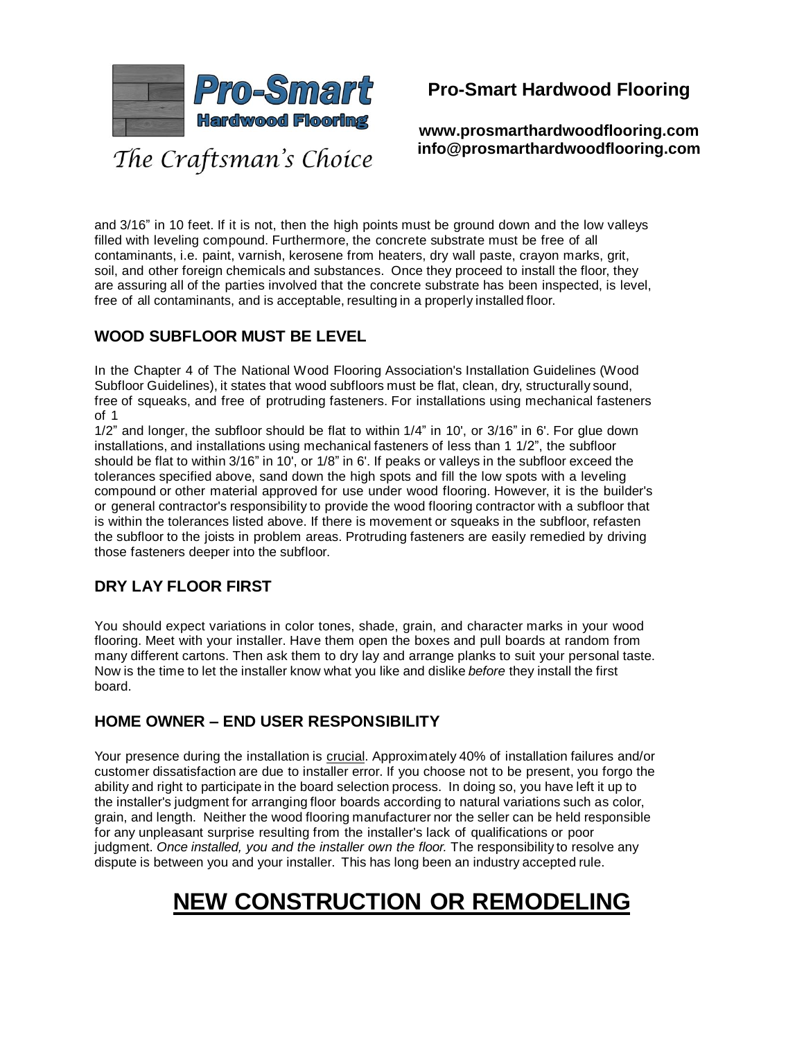and 3/16" in 10 feet. If it is not, then the high points must be ground down and the low valleys filled with leveling compound. Furthermore, the concrete substrate must be free of all contaminants, i.e. paint, varnish, kerosene from heaters, dry wall paste, crayon marks, grit, soil, and other foreign chemicals and substances. Once they proceed to install the floor, they are assuring all of the parties involved that the concrete substrate has been inspected, is level, free of all contaminants, and is acceptable, resulting in a properly installed floor.

### WOOD SUBFLOOR MUST BE LEVEL

In the Chapter 4 of The National Wood Flooring Association's Installation Guidelines (Wood Subfloor Guidelines), it states that wood subfloors must be flat, clean, dry, structurally sound, free of squeaks, and free of protruding fasteners. For installations using mechanical fasteners of 1 1/2" and longer, the subfloor should be flat to within 1/4" in 10', or 3/16" in 6'. For glue down installations, and installations using mechanical fasteners of less than 1 1/2", the subfloor should be flat to within 3/16" in 10', or 1/8" in 6'. If peaks or valleys in the subfloor exceed the tolerances specified above, sand down the high spots and fill the low spots with a leveling compound or other material approved for use under wood flooring. However, it is the builder's or general contractor's responsibility to provide the wood flooring contractor with a subfloor that is within the tolerances listed above. If there is movement or squeaks in the subfloor, refasten the subfloor to the joists in problem areas. Protruding fasteners are easily remedied by driving those fasteners deeper into the subfloor.

### DRY LAY FLOOR FIRST

You should expect variations in color tones, shade, grain, and character marks in your wood flooring. Meet with your installer. Have them open the boxes and pull boards at random from many different cartons. Then ask them to dry lay and arrange planks to suit your personal taste. Now is the time to let the installer know what you like and dislike *before* they install the first board.

### HOME OWNER – END USER RESPONSIBILITY

Your presence during the installation is crucial. Approximately 40% of installation failures and/or customer dissatisfaction are due to installer error. If you choose not to be present, you forgo the ability and right to participate in the board selection process. In doing so, you have left it up to the installer's judgment for arranging floor boards according to natural variations such as color, grain, and length. Neither the wood flooring manufacturer nor the seller can be held responsible for any unpleasant surprise resulting from the installer's lack of qualifications or poor judgment. *Once installed, you and the installer own the floor.* The responsibility to resolve any dispute is between you and your installer. This has long been an industry accepted rule.

# NEW CONSTRUCTION OR REMODELING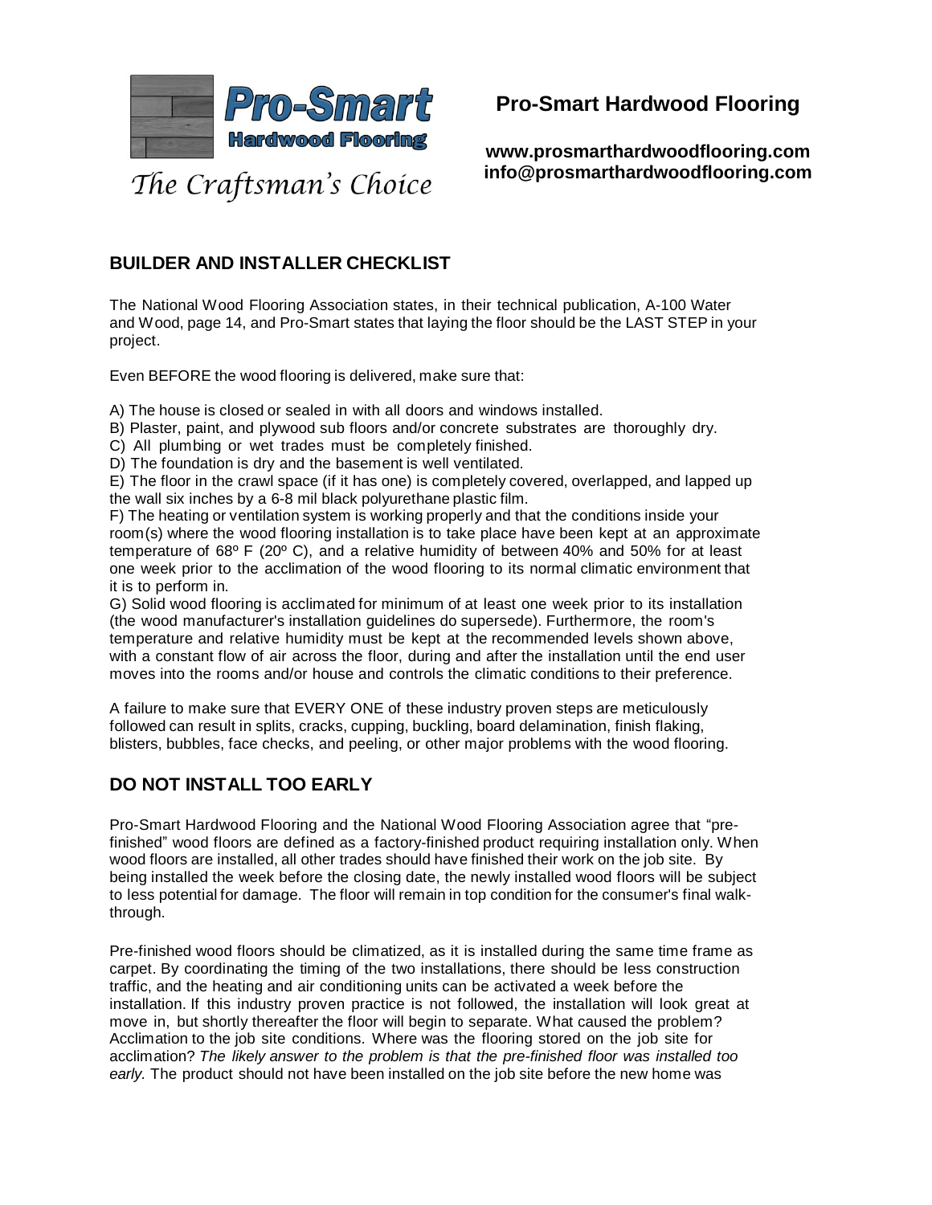**Pro-Smart Hardwood Flooring**

*The Craftsman's Choice*

**Pro-Smart Hardwood Flooring**

**www.prosmarthardwoodflooring.com**
**info@prosmarthardwoodflooring.com**

## BUILDER AND INSTALLER CHECKLIST

The National Wood Flooring Association states, in their technical publication, A-100 Water and Wood, page 14, and Pro-Smart states that laying the floor should be the LAST STEP in your project.

Even BEFORE the wood flooring is delivered, make sure that:

A) The house is closed or sealed in with all doors and windows installed.
B) Plaster, paint, and plywood sub floors and/or concrete substrates are thoroughly dry.
C) All plumbing or wet trades must be completely finished.
D) The foundation is dry and the basement is well ventilated.
E) The floor in the crawl space (if it has one) is completely covered, overlapped, and lapped up the wall six inches by a 6-8 mil black polyurethane plastic film.
F) The heating or ventilation system is working properly and that the conditions inside your room(s) where the wood flooring installation is to take place have been kept at an approximate temperature of 68º F (20º C), and a relative humidity of between 40% and 50% for at least one week prior to the acclimation of the wood flooring to its normal climatic environment that it is to perform in.
G) Solid wood flooring is acclimated for minimum of at least one week prior to its installation (the wood manufacturer's installation guidelines do supersede). Furthermore, the room's temperature and relative humidity must be kept at the recommended levels shown above, with a constant flow of air across the floor, during and after the installation until the end user moves into the rooms and/or house and controls the climatic conditions to their preference.

A failure to make sure that EVERY ONE of these industry proven steps are meticulously followed can result in splits, cracks, cupping, buckling, board delamination, finish flaking, blisters, bubbles, face checks, and peeling, or other major problems with the wood flooring.

## DO NOT INSTALL TOO EARLY

Pro-Smart Hardwood Flooring and the National Wood Flooring Association agree that "pre-finished" wood floors are defined as a factory-finished product requiring installation only. When wood floors are installed, all other trades should have finished their work on the job site. By being installed the week before the closing date, the newly installed wood floors will be subject to less potential for damage. The floor will remain in top condition for the consumer's final walk-through.

Pre-finished wood floors should be climatized, as it is installed during the same time frame as carpet. By coordinating the timing of the two installations, there should be less construction traffic, and the heating and air conditioning units can be activated a week before the installation. If this industry proven practice is not followed, the installation will look great at move in, but shortly thereafter the floor will begin to separate. What caused the problem? Acclimation to the job site conditions. Where was the flooring stored on the job site for acclimation? *The likely answer to the problem is that the pre-finished floor was installed too early.* The product should not have been installed on the job site before the new home was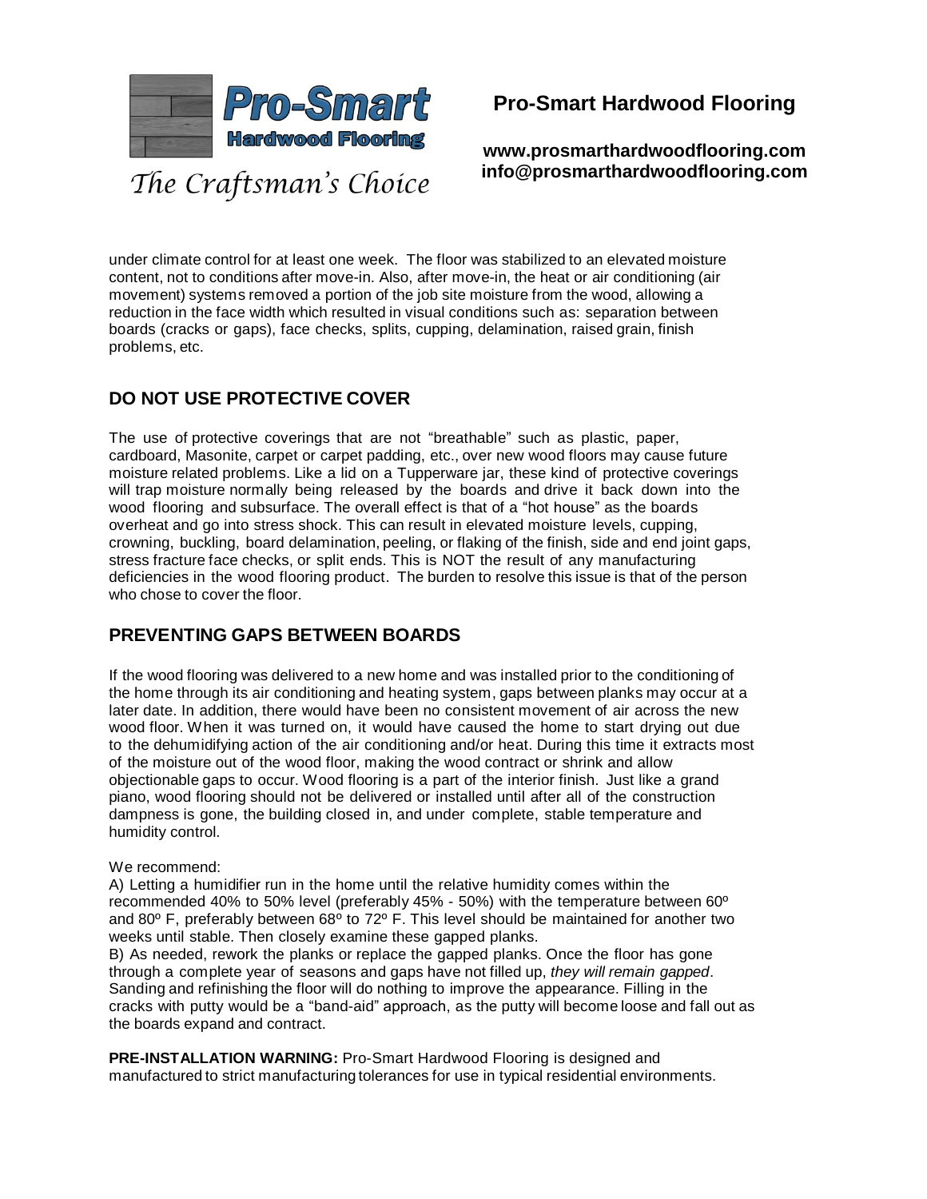under climate control for at least one week. The floor was stabilized to an elevated moisture content, not to conditions after move-in. Also, after move-in, the heat or air conditioning (air movement) systems removed a portion of the job site moisture from the wood, allowing a reduction in the face width which resulted in visual conditions such as: separation between boards (cracks or gaps), face checks, splits, cupping, delamination, raised grain, finish problems, etc.

## DO NOT USE PROTECTIVE COVER

The use of protective coverings that are not "breathable" such as plastic, paper, cardboard, Masonite, carpet or carpet padding, etc., over new wood floors may cause future moisture related problems. Like a lid on a Tupperware jar, these kind of protective coverings will trap moisture normally being released by the boards and drive it back down into the wood flooring and subsurface. The overall effect is that of a "hot house" as the boards overheat and go into stress shock. This can result in elevated moisture levels, cupping, crowning, buckling, board delamination, peeling, or flaking of the finish, side and end joint gaps, stress fracture face checks, or split ends. This is NOT the result of any manufacturing deficiencies in the wood flooring product. The burden to resolve this issue is that of the person who chose to cover the floor.

## PREVENTING GAPS BETWEEN BOARDS

If the wood flooring was delivered to a new home and was installed prior to the conditioning of the home through its air conditioning and heating system, gaps between planks may occur at a later date. In addition, there would have been no consistent movement of air across the new wood floor. When it was turned on, it would have caused the home to start drying out due to the dehumidifying action of the air conditioning and/or heat. During this time it extracts most of the moisture out of the wood floor, making the wood contract or shrink and allow objectionable gaps to occur. Wood flooring is a part of the interior finish. Just like a grand piano, wood flooring should not be delivered or installed until after all of the construction dampness is gone, the building closed in, and under complete, stable temperature and humidity control.

We recommend:

A) Letting a humidifier run in the home until the relative humidity comes within the recommended 40% to 50% level (preferably 45% - 50%) with the temperature between 60º and 80º F, preferably between 68º to 72º F. This level should be maintained for another two weeks until stable. Then closely examine these gapped planks.

B) As needed, rework the planks or replace the gapped planks. Once the floor has gone through a complete year of seasons and gaps have not filled up, *they will remain gapped*. Sanding and refinishing the floor will do nothing to improve the appearance. Filling in the cracks with putty would be a "band-aid" approach, as the putty will become loose and fall out as the boards expand and contract.

**PRE-INSTALLATION WARNING:** Pro-Smart Hardwood Flooring is designed and manufactured to strict manufacturing tolerances for use in typical residential environments.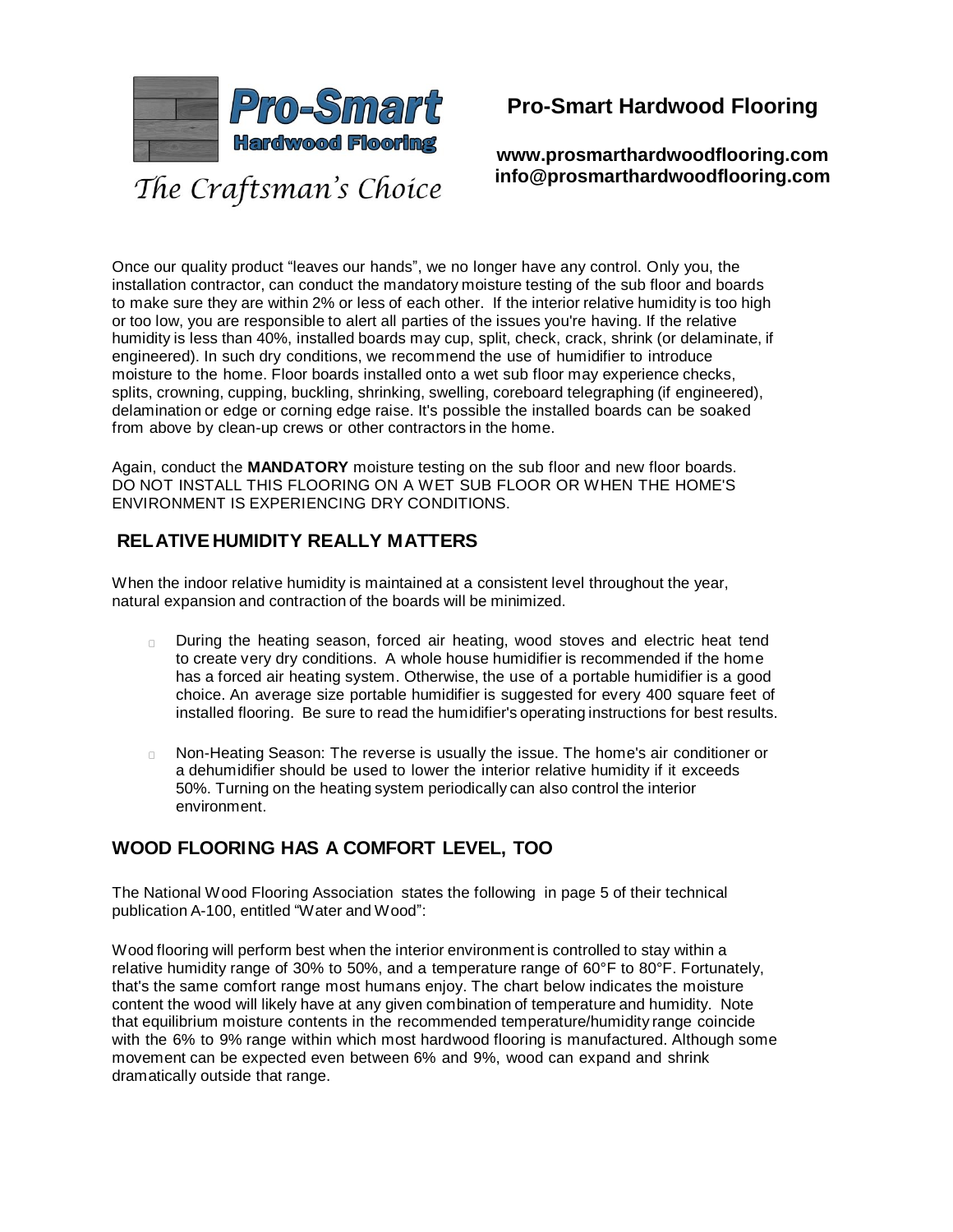Pro-Smart Hardwood Flooring

*The Craftsman's Choice*

**Pro-Smart Hardwood Flooring**

**www.prosmarthardwoodflooring.com**
**info@prosmarthardwoodflooring.com**

Once our quality product "leaves our hands", we no longer have any control. Only you, the installation contractor, can conduct the mandatory moisture testing of the sub floor and boards to make sure they are within 2% or less of each other. If the interior relative humidity is too high or too low, you are responsible to alert all parties of the issues you're having. If the relative humidity is less than 40%, installed boards may cup, split, check, crack, shrink (or delaminate, if engineered). In such dry conditions, we recommend the use of humidifier to introduce moisture to the home. Floor boards installed onto a wet sub floor may experience checks, splits, crowning, cupping, buckling, shrinking, swelling, coreboard telegraphing (if engineered), delamination or edge or corning edge raise. It's possible the installed boards can be soaked from above by clean-up crews or other contractors in the home.

Again, conduct the **MANDATORY** moisture testing on the sub floor and new floor boards. DO NOT INSTALL THIS FLOORING ON A WET SUB FLOOR OR WHEN THE HOME'S ENVIRONMENT IS EXPERIENCING DRY CONDITIONS.

## RELATIVE HUMIDITY REALLY MATTERS

When the indoor relative humidity is maintained at a consistent level throughout the year, natural expansion and contraction of the boards will be minimized.

- During the heating season, forced air heating, wood stoves and electric heat tend to create very dry conditions. A whole house humidifier is recommended if the home has a forced air heating system. Otherwise, the use of a portable humidifier is a good choice. An average size portable humidifier is suggested for every 400 square feet of installed flooring. Be sure to read the humidifier's operating instructions for best results.
- Non-Heating Season: The reverse is usually the issue. The home's air conditioner or a dehumidifier should be used to lower the interior relative humidity if it exceeds 50%. Turning on the heating system periodically can also control the interior environment.

## WOOD FLOORING HAS A COMFORT LEVEL, TOO

The National Wood Flooring Association states the following in page 5 of their technical publication A-100, entitled "Water and Wood":

Wood flooring will perform best when the interior environment is controlled to stay within a relative humidity range of 30% to 50%, and a temperature range of 60°F to 80°F. Fortunately, that's the same comfort range most humans enjoy. The chart below indicates the moisture content the wood will likely have at any given combination of temperature and humidity. Note that equilibrium moisture contents in the recommended temperature/humidity range coincide with the 6% to 9% range within which most hardwood flooring is manufactured. Although some movement can be expected even between 6% and 9%, wood can expand and shrink dramatically outside that range.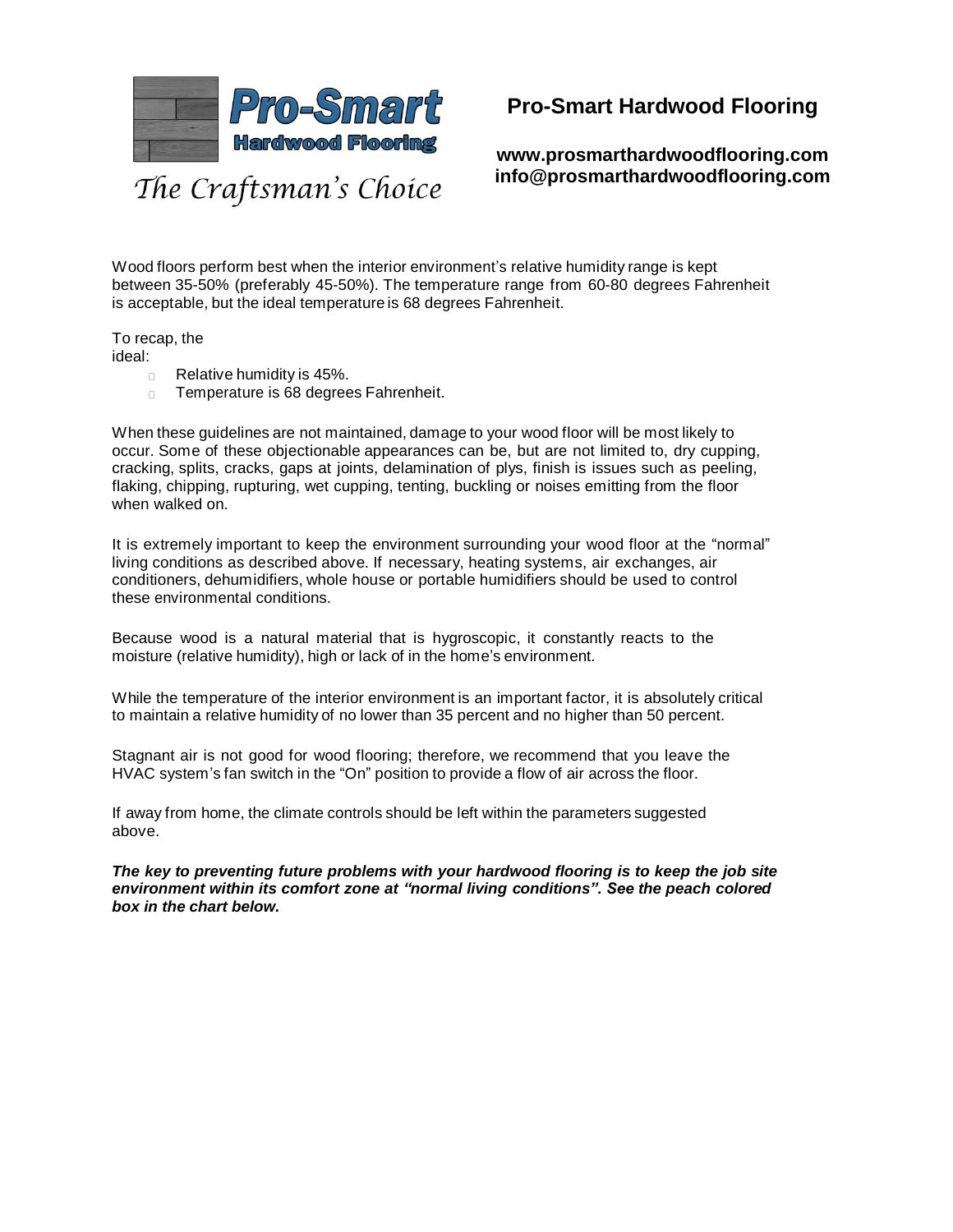**Pro-Smart Hardwood Flooring**

*The Craftsman's Choice*

## Pro-Smart Hardwood Flooring

**www.prosmarthardwoodflooring.com**
**info@prosmarthardwoodflooring.com**

Wood floors perform best when the interior environment's relative humidity range is kept between 35-50% (preferably 45-50%). The temperature range from 60-80 degrees Fahrenheit is acceptable, but the ideal temperature is 68 degrees Fahrenheit.

To recap, the ideal:

- Relative humidity is 45%.
- Temperature is 68 degrees Fahrenheit.

When these guidelines are not maintained, damage to your wood floor will be most likely to occur. Some of these objectionable appearances can be, but are not limited to, dry cupping, cracking, splits, cracks, gaps at joints, delamination of plys, finish is issues such as peeling, flaking, chipping, rupturing, wet cupping, tenting, buckling or noises emitting from the floor when walked on.

It is extremely important to keep the environment surrounding your wood floor at the "normal" living conditions as described above. If necessary, heating systems, air exchanges, air conditioners, dehumidifiers, whole house or portable humidifiers should be used to control these environmental conditions.

Because wood is a natural material that is hygroscopic, it constantly reacts to the moisture (relative humidity), high or lack of in the home's environment.

While the temperature of the interior environment is an important factor, it is absolutely critical to maintain a relative humidity of no lower than 35 percent and no higher than 50 percent.

Stagnant air is not good for wood flooring; therefore, we recommend that you leave the HVAC system's fan switch in the "On" position to provide a flow of air across the floor.

If away from home, the climate controls should be left within the parameters suggested above.

***The key to preventing future problems with your hardwood flooring is to keep the job site environment within its comfort zone at "normal living conditions". See the peach colored box in the chart below.***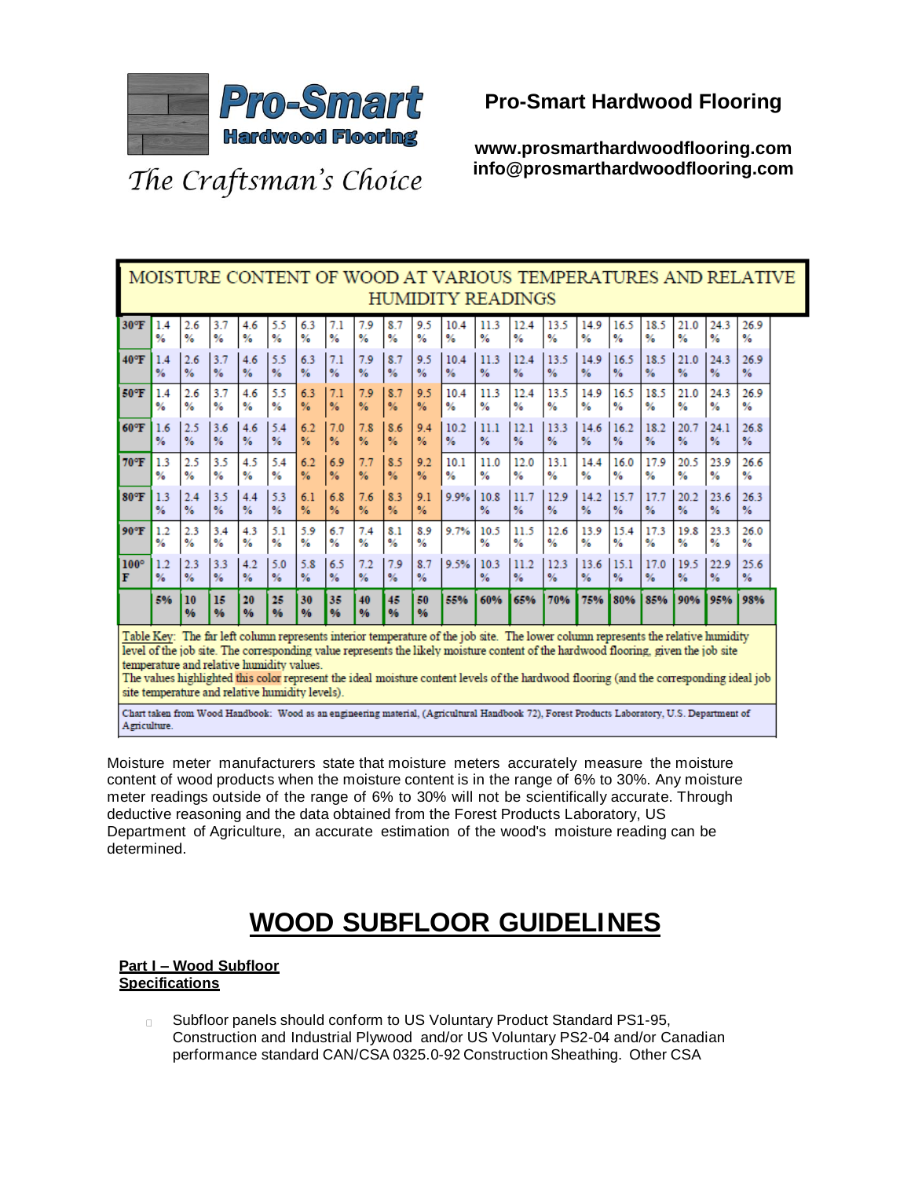**Pro-Smart Hardwood Flooring**

*The Craftsman's Choice*

**Pro-Smart Hardwood Flooring**

**www.prosmarthardwoodflooring.com**
**info@prosmarthardwoodflooring.com**

MOISTURE CONTENT OF WOOD AT VARIOUS TEMPERATURES AND RELATIVE HUMIDITY READINGS

| | | | | | | | | | | | | | | | | | | | | |
|---|---|---|---|---|---|---|---|---|---|---|---|---|---|---|---|---|---|---|---|---|
| **30°F** | 1.4 % | 2.6 % | 3.7 % | 4.6 % | 5.5 % | 6.3 % | 7.1 % | 7.9 % | 8.7 % | 9.5 % | 10.4 % | 11.3 % | 12.4 % | 13.5 % | 14.9 % | 16.5 % | 18.5 % | 21.0 % | 24.3 % | 26.9 % |
| **40°F** | 1.4 % | 2.6 % | 3.7 % | 4.6 % | 5.5 % | 6.3 % | 7.1 % | 7.9 % | 8.7 % | 9.5 % | 10.4 % | 11.3 % | 12.4 % | 13.5 % | 14.9 % | 16.5 % | 18.5 % | 21.0 % | 24.3 % | 26.9 % |
| **50°F** | 1.4 % | 2.6 % | 3.7 % | 4.6 % | 5.5 % | 6.3 % | 7.1 % | 7.9 % | 8.7 % | 9.5 % | 10.4 % | 11.3 % | 12.4 % | 13.5 % | 14.9 % | 16.5 % | 18.5 % | 21.0 % | 24.3 % | 26.9 % |
| **60°F** | 1.6 % | 2.5 % | 3.6 % | 4.6 % | 5.4 % | 6.2 % | 7.0 % | 7.8 % | 8.6 % | 9.4 % | 10.2 % | 11.1 % | 12.1 % | 13.3 % | 14.6 % | 16.2 % | 18.2 % | 20.7 % | 24.1 % | 26.8 % |
| **70°F** | 1.3 % | 2.5 % | 3.5 % | 4.5 % | 5.4 % | 6.2 % | 6.9 % | 7.7 % | 8.5 % | 9.2 % | 10.1 % | 11.0 % | 12.0 % | 13.1 % | 14.4 % | 16.0 % | 17.9 % | 20.5 % | 23.9 % | 26.6 % |
| **80°F** | 1.3 % | 2.4 % | 3.5 % | 4.4 % | 5.3 % | 6.1 % | 6.8 % | 7.6 % | 8.3 % | 9.1 % | 9.9% | 10.8 % | 11.7 % | 12.9 % | 14.2 % | 15.7 % | 17.7 % | 20.2 % | 23.6 % | 26.3 % |
| **90°F** | 1.2 % | 2.3 % | 3.4 % | 4.3 % | 5.1 % | 5.9 % | 6.7 % | 7.4 % | 8.1 % | 8.9 % | 9.7% | 10.5 % | 11.5 % | 12.6 % | 13.9 % | 15.4 % | 17.3 % | 19.8 % | 23.3 % | 26.0 % |
| **100°F** | 1.2 % | 2.3 % | 3.3 % | 4.2 % | 5.0 % | 5.8 % | 6.5 % | 7.2 % | 7.9 % | 8.7 % | 9.5% | 10.3 % | 11.2 % | 12.3 % | 13.6 % | 15.1 % | 17.0 % | 19.5 % | 22.9 % | 25.6 % |
| | **5%** | **10 %** | **15 %** | **20 %** | **25 %** | **30 %** | **35 %** | **40 %** | **45 %** | **50 %** | **55%** | **60%** | **65%** | **70%** | **75%** | **80%** | **85%** | **90%** | **95%** | **98%** |

Table Key: The far left column represents interior temperature of the job site. The lower column represents the relative humidity level of the job site. The corresponding value represents the likely moisture content of the hardwood flooring, given the job site temperature and relative humidity values.
The values highlighted this color represent the ideal moisture content levels of the hardwood flooring (and the corresponding ideal job site temperature and relative humidity levels).

Chart taken from Wood Handbook: Wood as an engineering material, (Agricultural Handbook 72), Forest Products Laboratory, U.S. Department of Agriculture.

Moisture meter manufacturers state that moisture meters accurately measure the moisture content of wood products when the moisture content is in the range of 6% to 30%. Any moisture meter readings outside of the range of 6% to 30% will not be scientifically accurate. Through deductive reasoning and the data obtained from the Forest Products Laboratory, US Department of Agriculture, an accurate estimation of the wood's moisture reading can be determined.

# WOOD SUBFLOOR GUIDELINES

**Part I – Wood Subfloor Specifications**

- Subfloor panels should conform to US Voluntary Product Standard PS1-95, Construction and Industrial Plywood and/or US Voluntary PS2-04 and/or Canadian performance standard CAN/CSA 0325.0-92 Construction Sheathing. Other CSA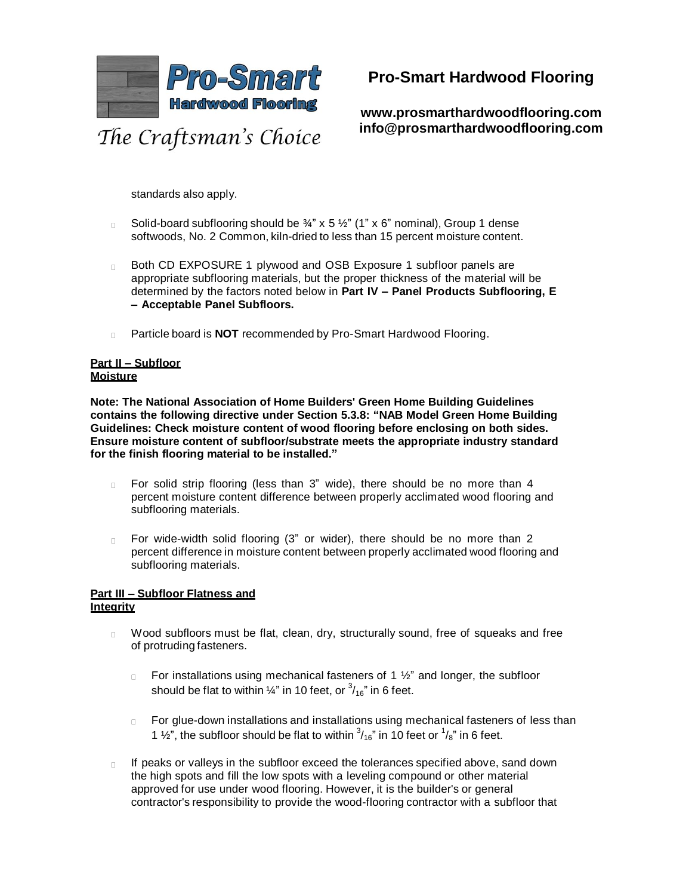standards also apply.

- Solid-board subflooring should be ¾" x 5 ½" (1" x 6" nominal), Group 1 dense softwoods, No. 2 Common, kiln-dried to less than 15 percent moisture content.

- Both CD EXPOSURE 1 plywood and OSB Exposure 1 subfloor panels are appropriate subflooring materials, but the proper thickness of the material will be determined by the factors noted below in **Part IV – Panel Products Subflooring, E – Acceptable Panel Subfloors.**

- Particle board is **NOT** recommended by Pro-Smart Hardwood Flooring.

## Part II – Subfloor Moisture

**Note: The National Association of Home Builders' Green Home Building Guidelines contains the following directive under Section 5.3.8: "NAB Model Green Home Building Guidelines: Check moisture content of wood flooring before enclosing on both sides. Ensure moisture content of subfloor/substrate meets the appropriate industry standard for the finish flooring material to be installed."**

- For solid strip flooring (less than 3" wide), there should be no more than 4 percent moisture content difference between properly acclimated wood flooring and subflooring materials.

- For wide-width solid flooring (3" or wider), there should be no more than 2 percent difference in moisture content between properly acclimated wood flooring and subflooring materials.

## Part III – Subfloor Flatness and Integrity

- Wood subfloors must be flat, clean, dry, structurally sound, free of squeaks and free of protruding fasteners.

  - For installations using mechanical fasteners of 1 ½" and longer, the subfloor should be flat to within ¼" in 10 feet, or $^{3}/_{16}$" in 6 feet.

  - For glue-down installations and installations using mechanical fasteners of less than 1 ½", the subfloor should be flat to within $^{3}/_{16}$" in 10 feet or $^{1}/_{8}$" in 6 feet.

- If peaks or valleys in the subfloor exceed the tolerances specified above, sand down the high spots and fill the low spots with a leveling compound or other material approved for use under wood flooring. However, it is the builder's or general contractor's responsibility to provide the wood-flooring contractor with a subfloor that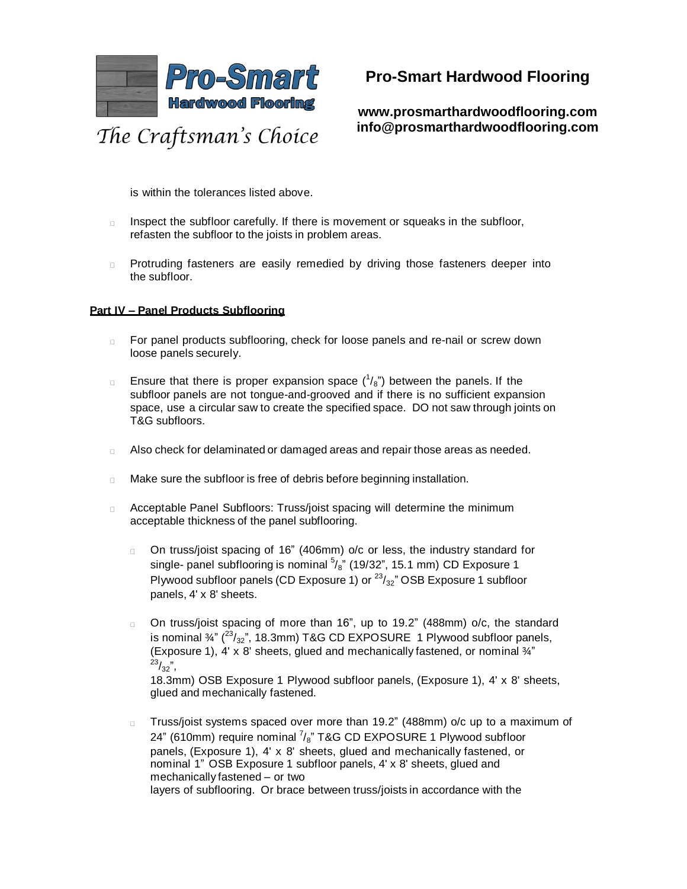is within the tolerances listed above.

- Inspect the subfloor carefully. If there is movement or squeaks in the subfloor, refasten the subfloor to the joists in problem areas.

- Protruding fasteners are easily remedied by driving those fasteners deeper into the subfloor.

**Part IV – Panel Products Subflooring**

- For panel products subflooring, check for loose panels and re-nail or screw down loose panels securely.

- Ensure that there is proper expansion space ($^{1}/_{8}$") between the panels. If the subfloor panels are not tongue-and-grooved and if there is no sufficient expansion space, use a circular saw to create the specified space. DO not saw through joints on T&G subfloors.

- Also check for delaminated or damaged areas and repair those areas as needed.

- Make sure the subfloor is free of debris before beginning installation.

- Acceptable Panel Subfloors: Truss/joist spacing will determine the minimum acceptable thickness of the panel subflooring.

  - On truss/joist spacing of 16" (406mm) o/c or less, the industry standard for single- panel subflooring is nominal $^{5}/_{8}$" (19/32", 15.1 mm) CD Exposure 1 Plywood subfloor panels (CD Exposure 1) or $^{23}/_{32}$" OSB Exposure 1 subfloor panels, 4' x 8' sheets.

  - On truss/joist spacing of more than 16", up to 19.2" (488mm) o/c, the standard is nominal ¾" ($^{23}/_{32}$", 18.3mm) T&G CD EXPOSURE 1 Plywood subfloor panels, (Exposure 1), 4' x 8' sheets, glued and mechanically fastened, or nominal ¾" $^{23}/_{32}$", 18.3mm) OSB Exposure 1 Plywood subfloor panels, (Exposure 1), 4' x 8' sheets, glued and mechanically fastened.

  - Truss/joist systems spaced over more than 19.2" (488mm) o/c up to a maximum of 24" (610mm) require nominal $^{7}/_{8}$" T&G CD EXPOSURE 1 Plywood subfloor panels, (Exposure 1), 4' x 8' sheets, glued and mechanically fastened, or nominal 1" OSB Exposure 1 subfloor panels, 4' x 8' sheets, glued and mechanically fastened – or two layers of subflooring. Or brace between truss/joists in accordance with the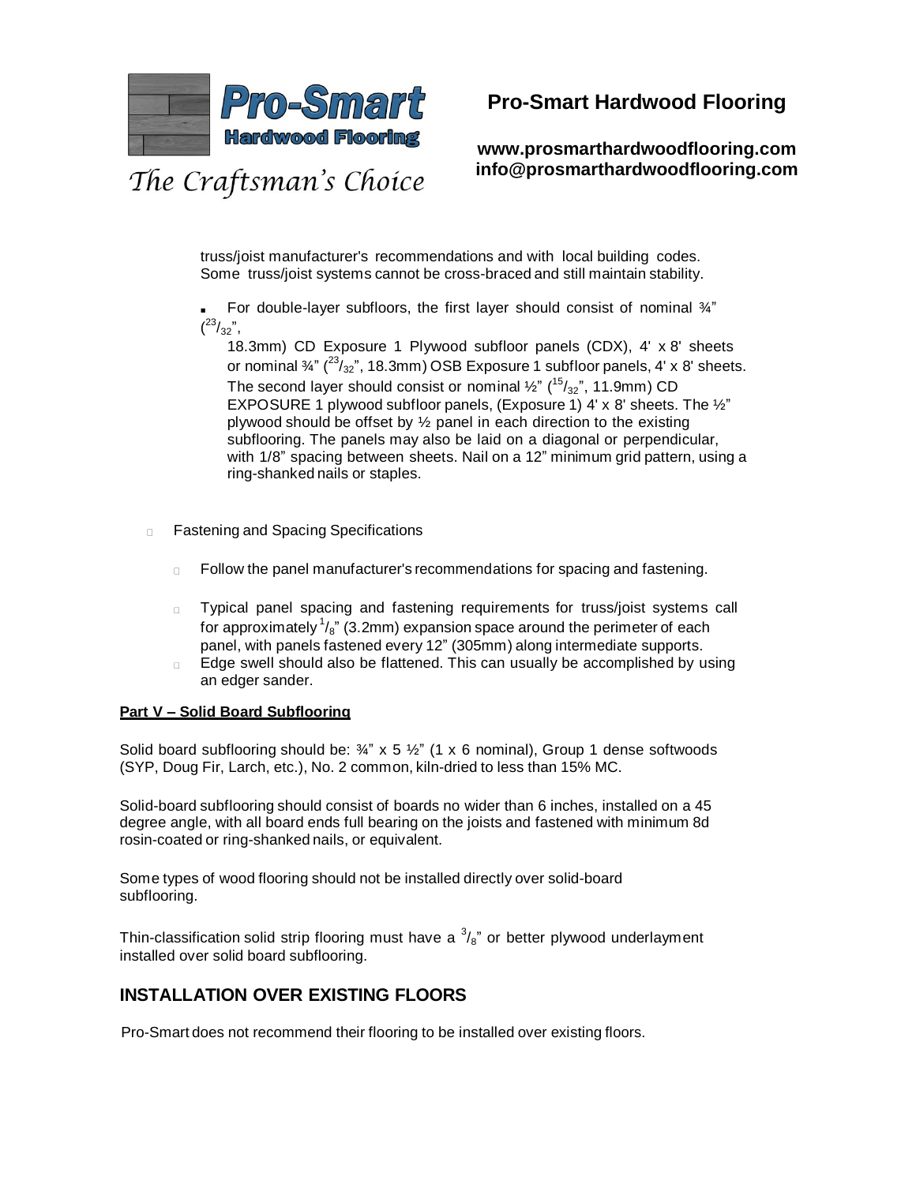truss/joist manufacturer's recommendations and with local building codes. Some truss/joist systems cannot be cross-braced and still maintain stability.

- For double-layer subfloors, the first layer should consist of nominal ¾" ($^{23}/_{32}$", 18.3mm) CD Exposure 1 Plywood subfloor panels (CDX), 4' x 8' sheets or nominal ¾" ($^{23}/_{32}$", 18.3mm) OSB Exposure 1 subfloor panels, 4' x 8' sheets. The second layer should consist or nominal ½" ($^{15}/_{32}$", 11.9mm) CD EXPOSURE 1 plywood subfloor panels, (Exposure 1) 4' x 8' sheets. The ½" plywood should be offset by ½ panel in each direction to the existing subflooring. The panels may also be laid on a diagonal or perpendicular, with 1/8" spacing between sheets. Nail on a 12" minimum grid pattern, using a ring-shanked nails or staples.

- Fastening and Spacing Specifications
  - Follow the panel manufacturer's recommendations for spacing and fastening.
  - Typical panel spacing and fastening requirements for truss/joist systems call for approximately $^{1}/_{8}$" (3.2mm) expansion space around the perimeter of each panel, with panels fastened every 12" (305mm) along intermediate supports.
  - Edge swell should also be flattened. This can usually be accomplished by using an edger sander.

**Part V – Solid Board Subflooring**

Solid board subflooring should be: ¾" x 5 ½" (1 x 6 nominal), Group 1 dense softwoods (SYP, Doug Fir, Larch, etc.), No. 2 common, kiln-dried to less than 15% MC.

Solid-board subflooring should consist of boards no wider than 6 inches, installed on a 45 degree angle, with all board ends full bearing on the joists and fastened with minimum 8d rosin-coated or ring-shanked nails, or equivalent.

Some types of wood flooring should not be installed directly over solid-board subflooring.

Thin-classification solid strip flooring must have a $^{3}/_{8}$" or better plywood underlayment installed over solid board subflooring.

## INSTALLATION OVER EXISTING FLOORS

Pro-Smart does not recommend their flooring to be installed over existing floors.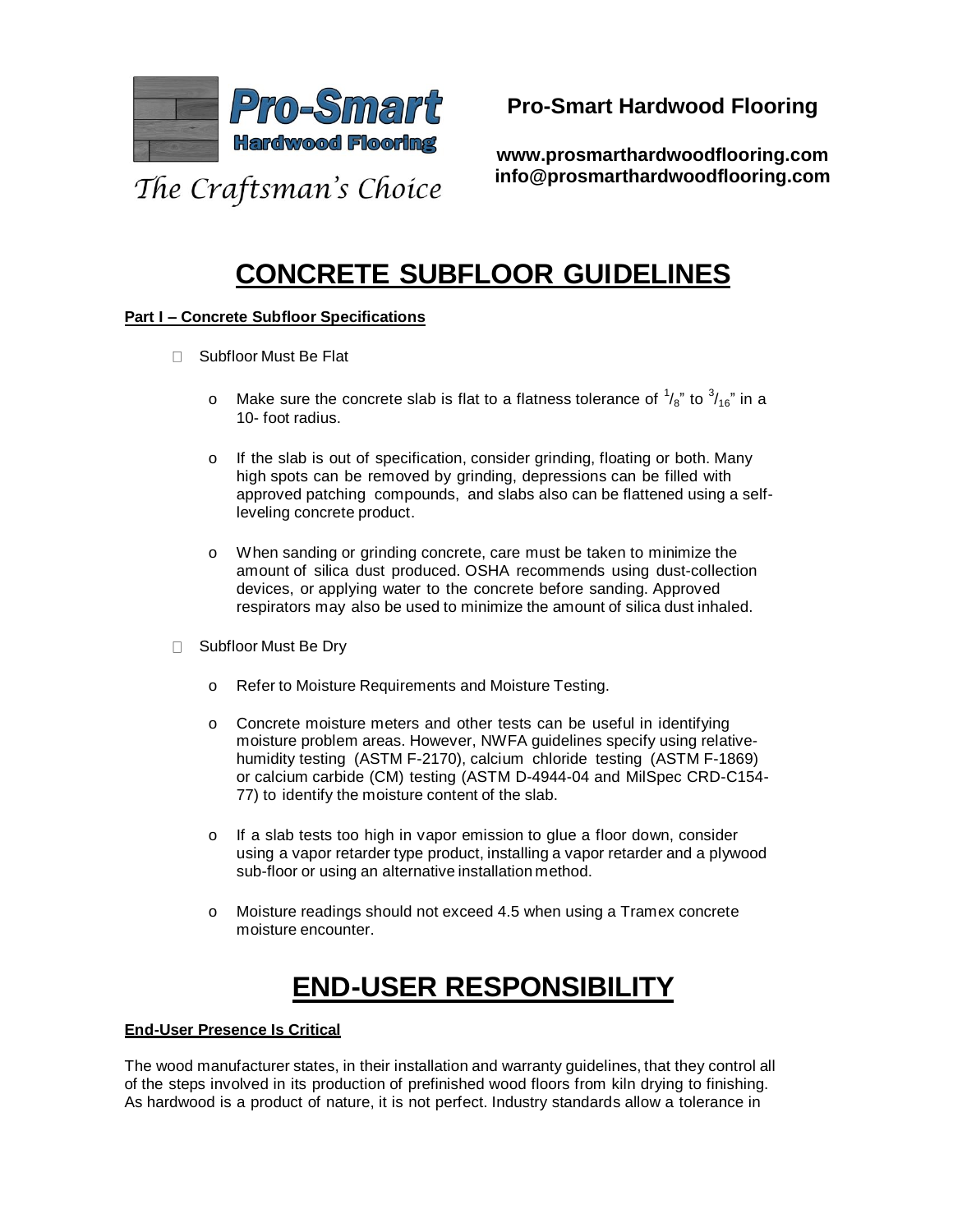**Pro-Smart Hardwood Flooring**

*The Craftsman's Choice*

**Pro-Smart Hardwood Flooring**

**www.prosmarthardwoodflooring.com**
**info@prosmarthardwoodflooring.com**

# CONCRETE SUBFLOOR GUIDELINES

**Part I – Concrete Subfloor Specifications**

- Subfloor Must Be Flat
  - Make sure the concrete slab is flat to a flatness tolerance of $^{1}/_{8}$" to $^{3}/_{16}$" in a 10- foot radius.
  - If the slab is out of specification, consider grinding, floating or both. Many high spots can be removed by grinding, depressions can be filled with approved patching compounds, and slabs also can be flattened using a self-leveling concrete product.
  - When sanding or grinding concrete, care must be taken to minimize the amount of silica dust produced. OSHA recommends using dust-collection devices, or applying water to the concrete before sanding. Approved respirators may also be used to minimize the amount of silica dust inhaled.
- Subfloor Must Be Dry
  - Refer to Moisture Requirements and Moisture Testing.
  - Concrete moisture meters and other tests can be useful in identifying moisture problem areas. However, NWFA guidelines specify using relative-humidity testing (ASTM F-2170), calcium chloride testing (ASTM F-1869) or calcium carbide (CM) testing (ASTM D-4944-04 and MilSpec CRD-C154-77) to identify the moisture content of the slab.
  - If a slab tests too high in vapor emission to glue a floor down, consider using a vapor retarder type product, installing a vapor retarder and a plywood sub-floor or using an alternative installation method.
  - Moisture readings should not exceed 4.5 when using a Tramex concrete moisture encounter.

# END-USER RESPONSIBILITY

**End-User Presence Is Critical**

The wood manufacturer states, in their installation and warranty guidelines, that they control all of the steps involved in its production of prefinished wood floors from kiln drying to finishing. As hardwood is a product of nature, it is not perfect. Industry standards allow a tolerance in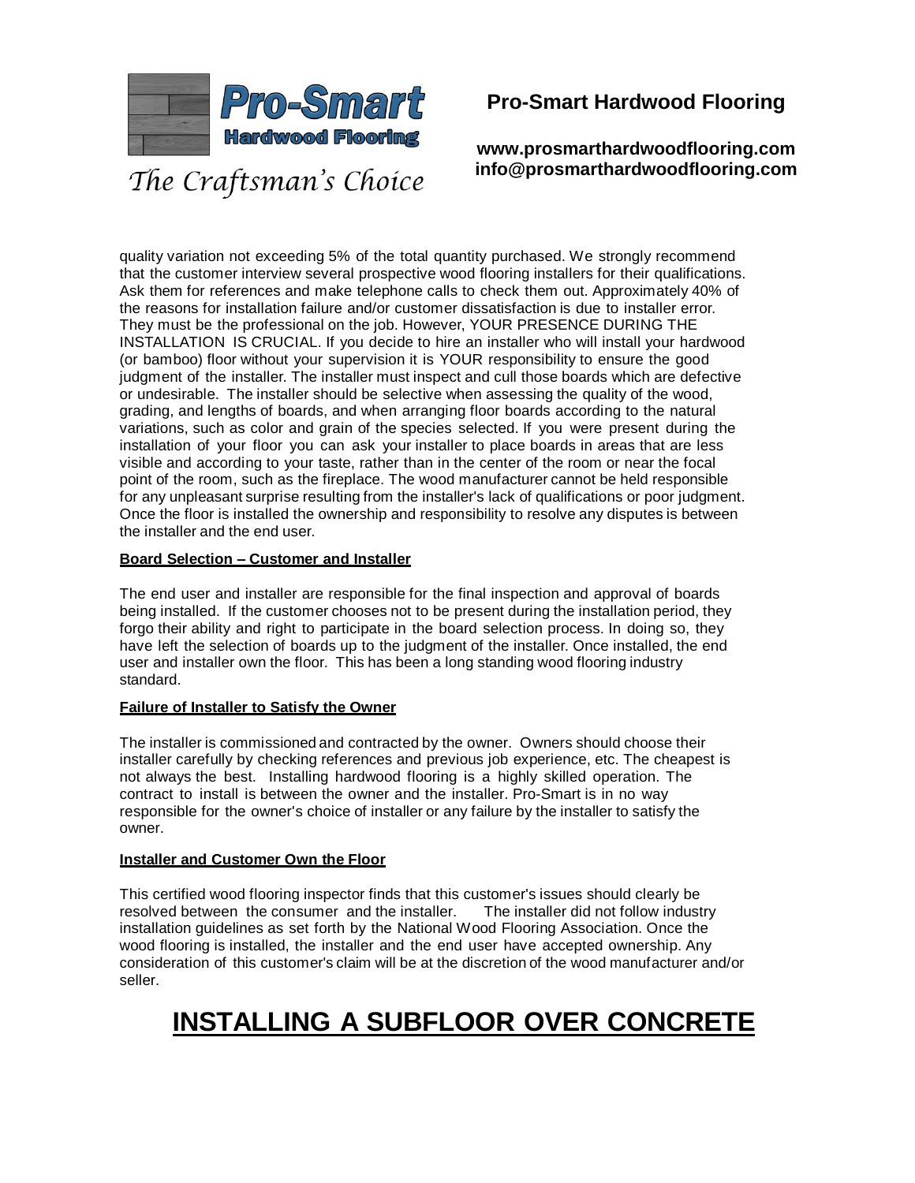quality variation not exceeding 5% of the total quantity purchased. We strongly recommend that the customer interview several prospective wood flooring installers for their qualifications. Ask them for references and make telephone calls to check them out. Approximately 40% of the reasons for installation failure and/or customer dissatisfaction is due to installer error. They must be the professional on the job. However, YOUR PRESENCE DURING THE INSTALLATION IS CRUCIAL. If you decide to hire an installer who will install your hardwood (or bamboo) floor without your supervision it is YOUR responsibility to ensure the good judgment of the installer. The installer must inspect and cull those boards which are defective or undesirable. The installer should be selective when assessing the quality of the wood, grading, and lengths of boards, and when arranging floor boards according to the natural variations, such as color and grain of the species selected. If you were present during the installation of your floor you can ask your installer to place boards in areas that are less visible and according to your taste, rather than in the center of the room or near the focal point of the room, such as the fireplace. The wood manufacturer cannot be held responsible for any unpleasant surprise resulting from the installer's lack of qualifications or poor judgment. Once the floor is installed the ownership and responsibility to resolve any disputes is between the installer and the end user.

**Board Selection – Customer and Installer**

The end user and installer are responsible for the final inspection and approval of boards being installed. If the customer chooses not to be present during the installation period, they forgo their ability and right to participate in the board selection process. In doing so, they have left the selection of boards up to the judgment of the installer. Once installed, the end user and installer own the floor. This has been a long standing wood flooring industry standard.

**Failure of Installer to Satisfy the Owner**

The installer is commissioned and contracted by the owner. Owners should choose their installer carefully by checking references and previous job experience, etc. The cheapest is not always the best. Installing hardwood flooring is a highly skilled operation. The contract to install is between the owner and the installer. Pro-Smart is in no way responsible for the owner's choice of installer or any failure by the installer to satisfy the owner.

**Installer and Customer Own the Floor**

This certified wood flooring inspector finds that this customer's issues should clearly be resolved between the consumer and the installer. The installer did not follow industry installation guidelines as set forth by the National Wood Flooring Association. Once the wood flooring is installed, the installer and the end user have accepted ownership. Any consideration of this customer's claim will be at the discretion of the wood manufacturer and/or seller.

# INSTALLING A SUBFLOOR OVER CONCRETE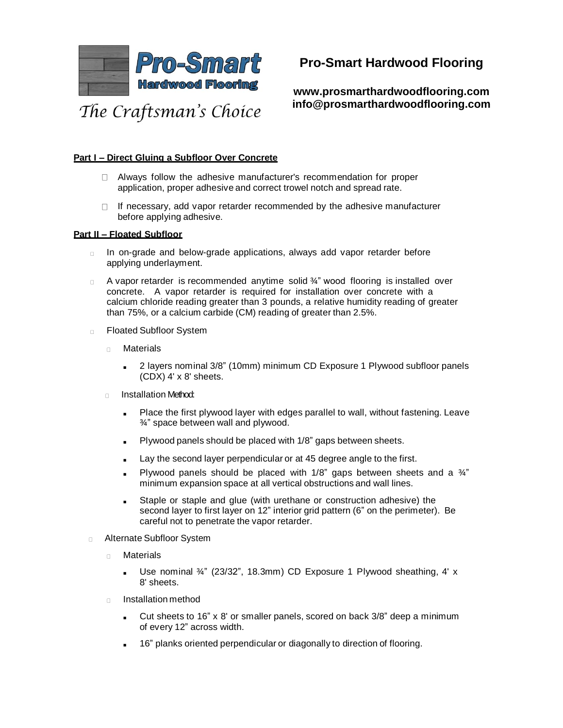**Pro-Smart Hardwood Flooring**

**www.prosmarthardwoodflooring.com**
**info@prosmarthardwoodflooring.com**

*The Craftsman's Choice*

**Part I – Direct Gluing a Subfloor Over Concrete**

- Always follow the adhesive manufacturer's recommendation for proper application, proper adhesive and correct trowel notch and spread rate.
- If necessary, add vapor retarder recommended by the adhesive manufacturer before applying adhesive.

**Part II – Floated Subfloor**

- In on-grade and below-grade applications, always add vapor retarder before applying underlayment.
- A vapor retarder is recommended anytime solid ¾" wood flooring is installed over concrete. A vapor retarder is required for installation over concrete with a calcium chloride reading greater than 3 pounds, a relative humidity reading of greater than 75%, or a calcium carbide (CM) reading of greater than 2.5%.
- Floated Subfloor System
  - Materials
    - 2 layers nominal 3/8" (10mm) minimum CD Exposure 1 Plywood subfloor panels (CDX) 4' x 8' sheets.
  - Installation Method:
    - Place the first plywood layer with edges parallel to wall, without fastening. Leave ¾" space between wall and plywood.
    - Plywood panels should be placed with 1/8" gaps between sheets.
    - Lay the second layer perpendicular or at 45 degree angle to the first.
    - Plywood panels should be placed with 1/8" gaps between sheets and a ¾" minimum expansion space at all vertical obstructions and wall lines.
    - Staple or staple and glue (with urethane or construction adhesive) the second layer to first layer on 12" interior grid pattern (6" on the perimeter). Be careful not to penetrate the vapor retarder.
- Alternate Subfloor System
  - Materials
    - Use nominal ¾" (23/32", 18.3mm) CD Exposure 1 Plywood sheathing, 4' x 8' sheets.
  - Installation method
    - Cut sheets to 16" x 8' or smaller panels, scored on back 3/8" deep a minimum of every 12" across width.
    - 16" planks oriented perpendicular or diagonally to direction of flooring.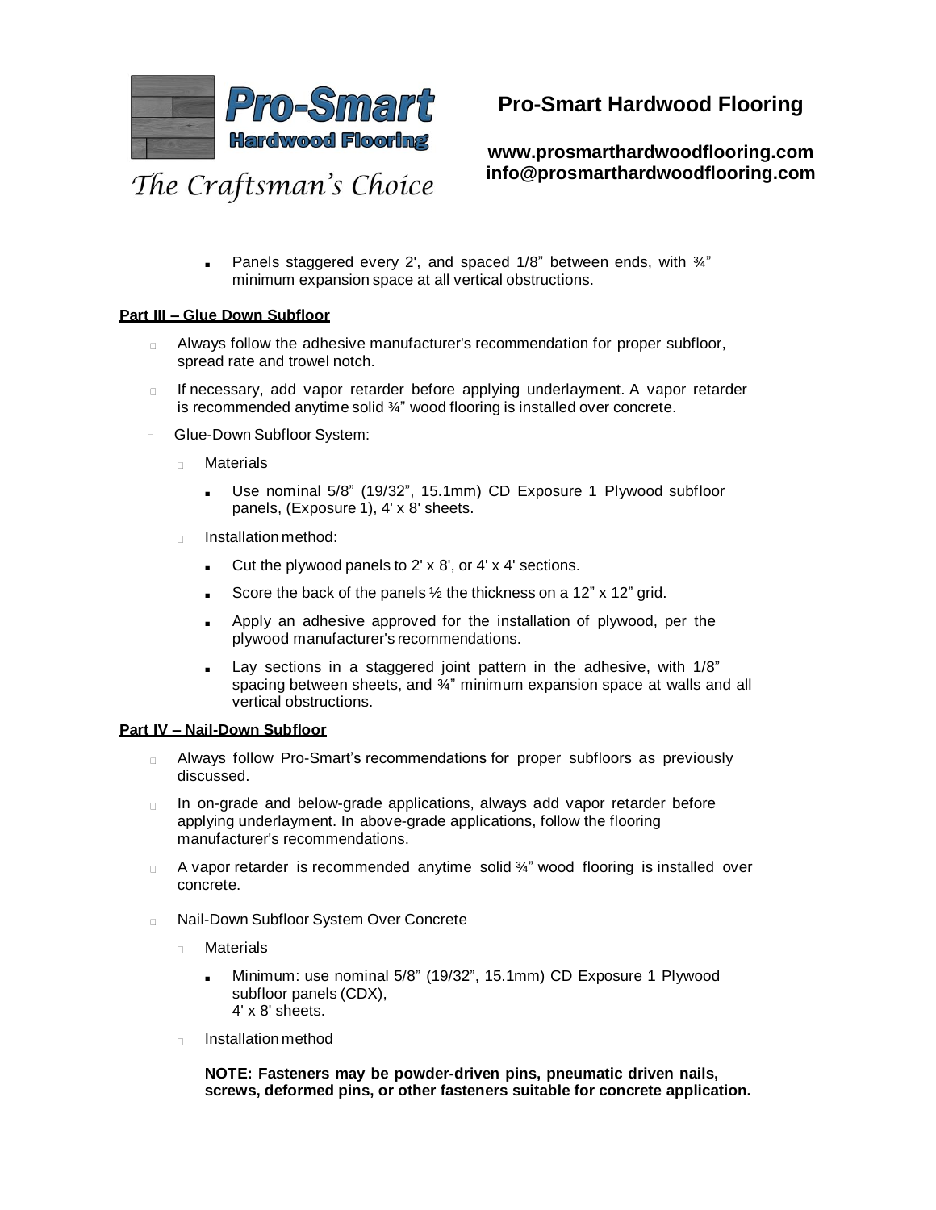- Panels staggered every 2', and spaced 1/8" between ends, with ¾" minimum expansion space at all vertical obstructions.

**Part III – Glue Down Subfloor**

- Always follow the adhesive manufacturer's recommendation for proper subfloor, spread rate and trowel notch.
- If necessary, add vapor retarder before applying underlayment. A vapor retarder is recommended anytime solid ¾" wood flooring is installed over concrete.
- Glue-Down Subfloor System:
  - Materials
    - Use nominal 5/8" (19/32", 15.1mm) CD Exposure 1 Plywood subfloor panels, (Exposure 1), 4' x 8' sheets.
  - Installation method:
    - Cut the plywood panels to 2' x 8', or 4' x 4' sections.
    - Score the back of the panels ½ the thickness on a 12" x 12" grid.
    - Apply an adhesive approved for the installation of plywood, per the plywood manufacturer's recommendations.
    - Lay sections in a staggered joint pattern in the adhesive, with 1/8" spacing between sheets, and ¾" minimum expansion space at walls and all vertical obstructions.

**Part IV – Nail-Down Subfloor**

- Always follow Pro-Smart's recommendations for proper subfloors as previously discussed.
- In on-grade and below-grade applications, always add vapor retarder before applying underlayment. In above-grade applications, follow the flooring manufacturer's recommendations.
- A vapor retarder is recommended anytime solid ¾" wood flooring is installed over concrete.
- Nail-Down Subfloor System Over Concrete
  - Materials
    - Minimum: use nominal 5/8" (19/32", 15.1mm) CD Exposure 1 Plywood subfloor panels (CDX), 4' x 8' sheets.
  - Installation method

    **NOTE: Fasteners may be powder-driven pins, pneumatic driven nails, screws, deformed pins, or other fasteners suitable for concrete application.**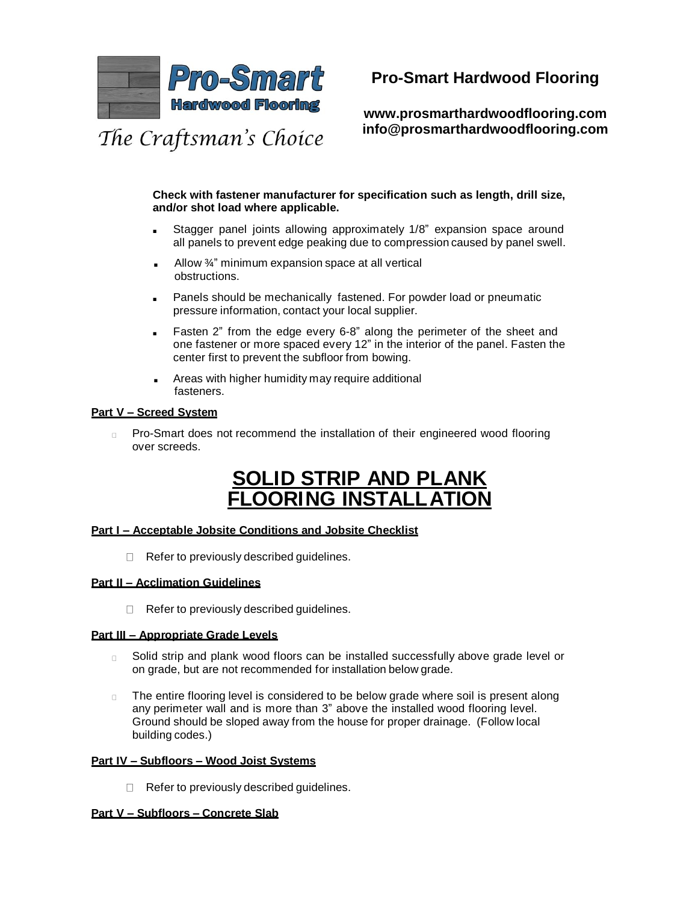**Check with fastener manufacturer for specification such as length, drill size, and/or shot load where applicable.**

- Stagger panel joints allowing approximately 1/8" expansion space around all panels to prevent edge peaking due to compression caused by panel swell.
- Allow ¾" minimum expansion space at all vertical obstructions.
- Panels should be mechanically fastened. For powder load or pneumatic pressure information, contact your local supplier.
- Fasten 2" from the edge every 6-8" along the perimeter of the sheet and one fastener or more spaced every 12" in the interior of the panel. Fasten the center first to prevent the subfloor from bowing.
- Areas with higher humidity may require additional fasteners.

**Part V – Screed System**

- Pro-Smart does not recommend the installation of their engineered wood flooring over screeds.

# SOLID STRIP AND PLANK FLOORING INSTALLATION

**Part I – Acceptable Jobsite Conditions and Jobsite Checklist**

- Refer to previously described guidelines.

**Part II – Acclimation Guidelines**

- Refer to previously described guidelines.

**Part III – Appropriate Grade Levels**

- Solid strip and plank wood floors can be installed successfully above grade level or on grade, but are not recommended for installation below grade.
- The entire flooring level is considered to be below grade where soil is present along any perimeter wall and is more than 3" above the installed wood flooring level. Ground should be sloped away from the house for proper drainage. (Follow local building codes.)

**Part IV – Subfloors – Wood Joist Systems**

- Refer to previously described guidelines.

**Part V – Subfloors – Concrete Slab**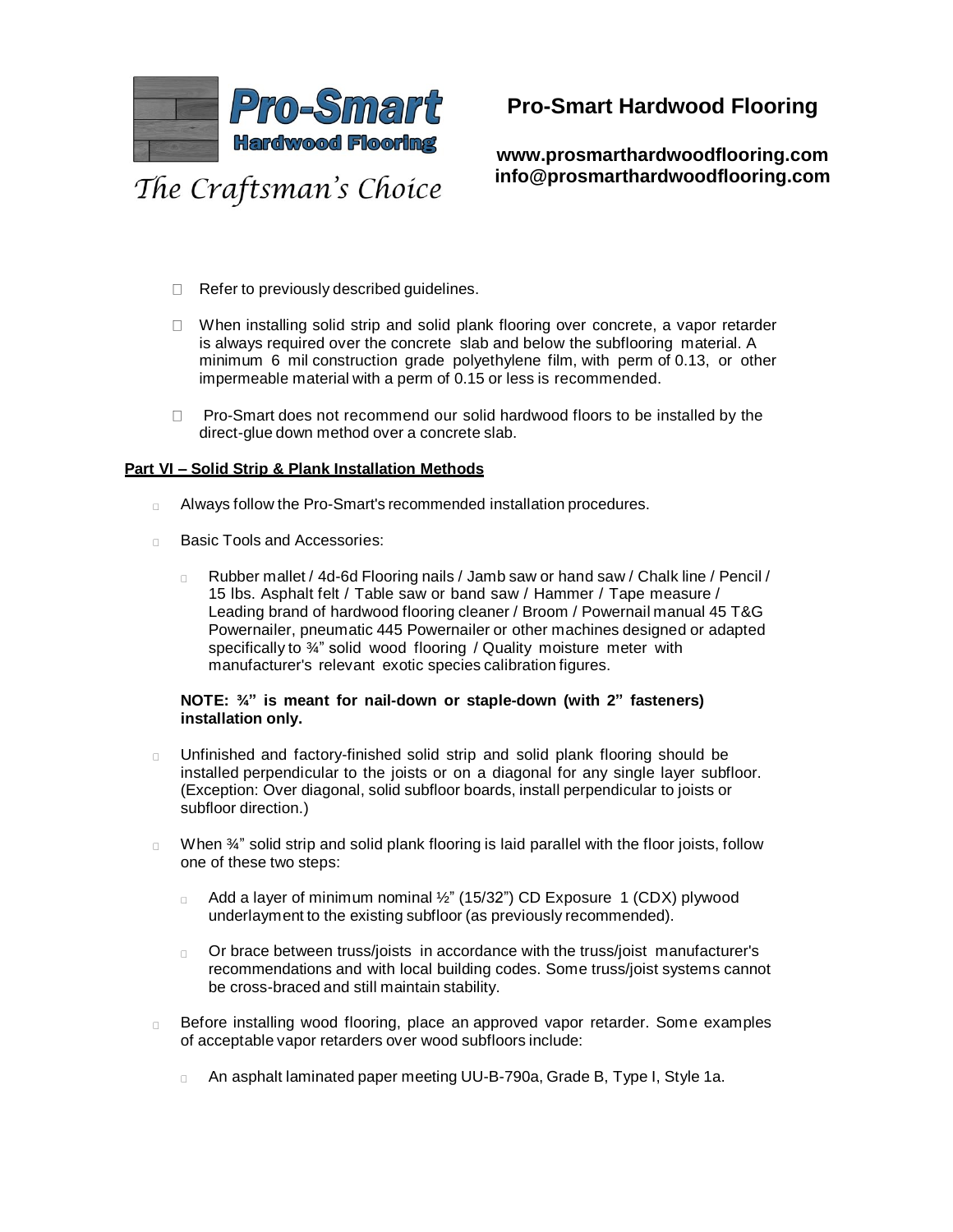- Refer to previously described guidelines.
- When installing solid strip and solid plank flooring over concrete, a vapor retarder is always required over the concrete slab and below the subflooring material. A minimum 6 mil construction grade polyethylene film, with perm of 0.13, or other impermeable material with a perm of 0.15 or less is recommended.
- Pro-Smart does not recommend our solid hardwood floors to be installed by the direct-glue down method over a concrete slab.

**Part VI – Solid Strip & Plank Installation Methods**

- Always follow the Pro-Smart's recommended installation procedures.
- Basic Tools and Accessories:
  - Rubber mallet / 4d-6d Flooring nails / Jamb saw or hand saw / Chalk line / Pencil / 15 lbs. Asphalt felt / Table saw or band saw / Hammer / Tape measure / Leading brand of hardwood flooring cleaner / Broom / Powernail manual 45 T&G Powernailer, pneumatic 445 Powernailer or other machines designed or adapted specifically to ¾" solid wood flooring / Quality moisture meter with manufacturer's relevant exotic species calibration figures.

  **NOTE: ¾" is meant for nail-down or staple-down (with 2" fasteners) installation only.**

- Unfinished and factory-finished solid strip and solid plank flooring should be installed perpendicular to the joists or on a diagonal for any single layer subfloor. (Exception: Over diagonal, solid subfloor boards, install perpendicular to joists or subfloor direction.)
- When ¾" solid strip and solid plank flooring is laid parallel with the floor joists, follow one of these two steps:
  - Add a layer of minimum nominal ½" (15/32") CD Exposure 1 (CDX) plywood underlayment to the existing subfloor (as previously recommended).
  - Or brace between truss/joists in accordance with the truss/joist manufacturer's recommendations and with local building codes. Some truss/joist systems cannot be cross-braced and still maintain stability.
- Before installing wood flooring, place an approved vapor retarder. Some examples of acceptable vapor retarders over wood subfloors include:
  - An asphalt laminated paper meeting UU-B-790a, Grade B, Type I, Style 1a.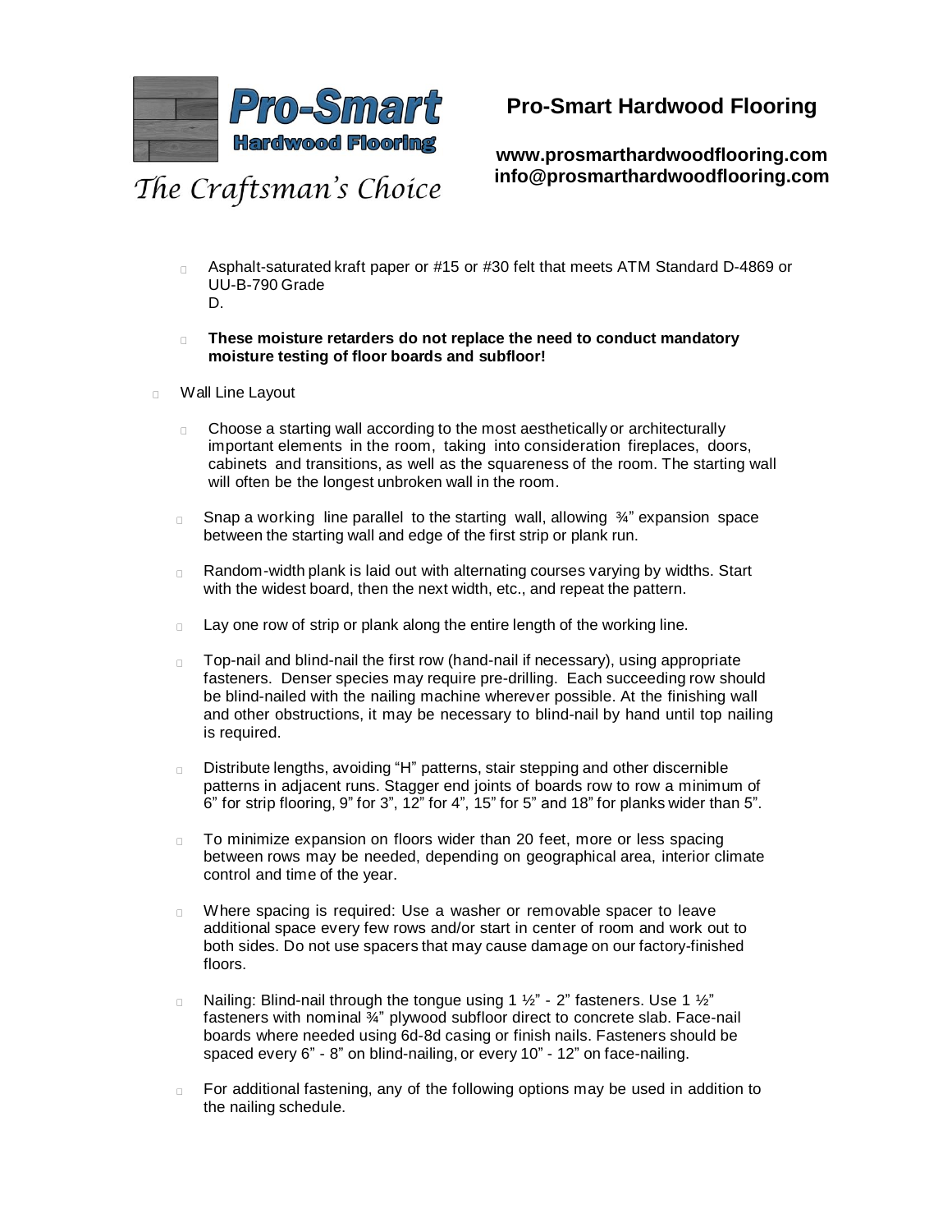- Asphalt-saturated kraft paper or #15 or #30 felt that meets ATM Standard D-4869 or UU-B-790 Grade D.

- **These moisture retarders do not replace the need to conduct mandatory moisture testing of floor boards and subfloor!**

- Wall Line Layout

  - Choose a starting wall according to the most aesthetically or architecturally important elements in the room, taking into consideration fireplaces, doors, cabinets and transitions, as well as the squareness of the room. The starting wall will often be the longest unbroken wall in the room.

  - Snap a working line parallel to the starting wall, allowing ¾" expansion space between the starting wall and edge of the first strip or plank run.

  - Random-width plank is laid out with alternating courses varying by widths. Start with the widest board, then the next width, etc., and repeat the pattern.

  - Lay one row of strip or plank along the entire length of the working line.

  - Top-nail and blind-nail the first row (hand-nail if necessary), using appropriate fasteners. Denser species may require pre-drilling. Each succeeding row should be blind-nailed with the nailing machine wherever possible. At the finishing wall and other obstructions, it may be necessary to blind-nail by hand until top nailing is required.

  - Distribute lengths, avoiding "H" patterns, stair stepping and other discernible patterns in adjacent runs. Stagger end joints of boards row to row a minimum of 6" for strip flooring, 9" for 3", 12" for 4", 15" for 5" and 18" for planks wider than 5".

  - To minimize expansion on floors wider than 20 feet, more or less spacing between rows may be needed, depending on geographical area, interior climate control and time of the year.

  - Where spacing is required: Use a washer or removable spacer to leave additional space every few rows and/or start in center of room and work out to both sides. Do not use spacers that may cause damage on our factory-finished floors.

  - Nailing: Blind-nail through the tongue using 1 ½" - 2" fasteners. Use 1 ½" fasteners with nominal ¾" plywood subfloor direct to concrete slab. Face-nail boards where needed using 6d-8d casing or finish nails. Fasteners should be spaced every 6" - 8" on blind-nailing, or every 10" - 12" on face-nailing.

  - For additional fastening, any of the following options may be used in addition to the nailing schedule.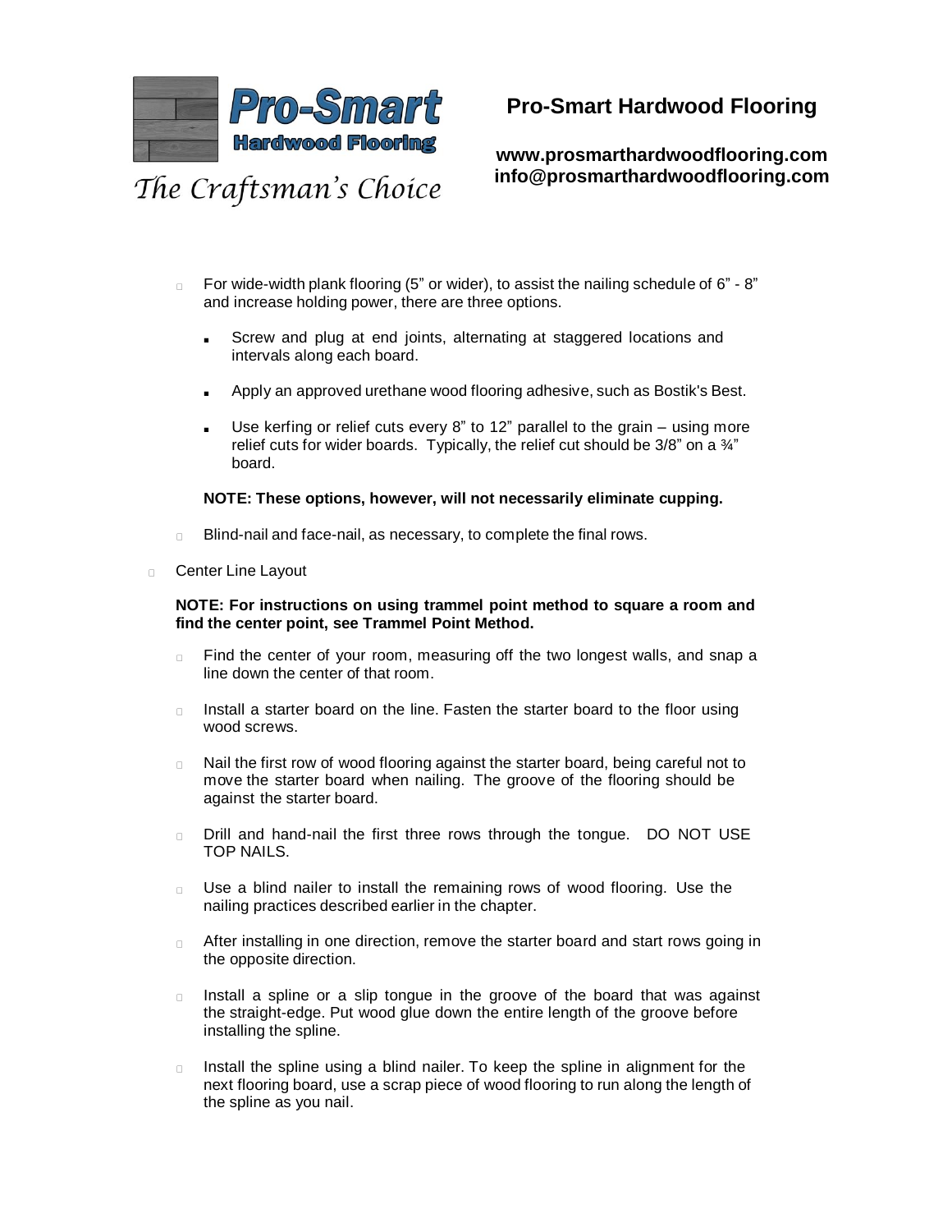- For wide-width plank flooring (5" or wider), to assist the nailing schedule of 6" - 8" and increase holding power, there are three options.
  - Screw and plug at end joints, alternating at staggered locations and intervals along each board.
  - Apply an approved urethane wood flooring adhesive, such as Bostik's Best.
  - Use kerfing or relief cuts every 8" to 12" parallel to the grain – using more relief cuts for wider boards. Typically, the relief cut should be 3/8" on a ¾" board.

  **NOTE: These options, however, will not necessarily eliminate cupping.**

- Blind-nail and face-nail, as necessary, to complete the final rows.

- Center Line Layout

  **NOTE: For instructions on using trammel point method to square a room and find the center point, see Trammel Point Method.**

  - Find the center of your room, measuring off the two longest walls, and snap a line down the center of that room.
  - Install a starter board on the line. Fasten the starter board to the floor using wood screws.
  - Nail the first row of wood flooring against the starter board, being careful not to move the starter board when nailing. The groove of the flooring should be against the starter board.
  - Drill and hand-nail the first three rows through the tongue. DO NOT USE TOP NAILS.
  - Use a blind nailer to install the remaining rows of wood flooring. Use the nailing practices described earlier in the chapter.
  - After installing in one direction, remove the starter board and start rows going in the opposite direction.
  - Install a spline or a slip tongue in the groove of the board that was against the straight-edge. Put wood glue down the entire length of the groove before installing the spline.
  - Install the spline using a blind nailer. To keep the spline in alignment for the next flooring board, use a scrap piece of wood flooring to run along the length of the spline as you nail.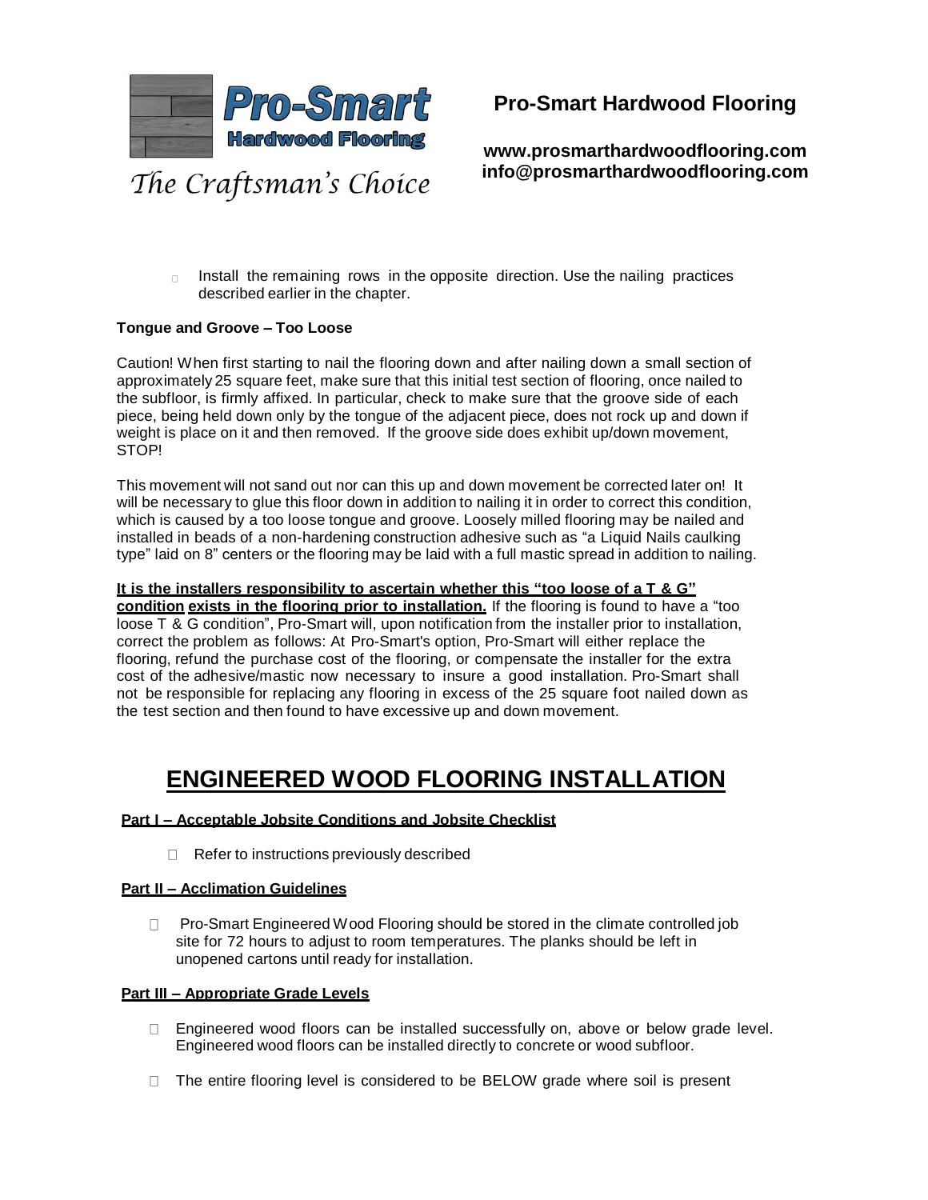- Install the remaining rows in the opposite direction. Use the nailing practices described earlier in the chapter.

**Tongue and Groove – Too Loose**

Caution! When first starting to nail the flooring down and after nailing down a small section of approximately 25 square feet, make sure that this initial test section of flooring, once nailed to the subfloor, is firmly affixed. In particular, check to make sure that the groove side of each piece, being held down only by the tongue of the adjacent piece, does not rock up and down if weight is place on it and then removed. If the groove side does exhibit up/down movement, STOP!

This movement will not sand out nor can this up and down movement be corrected later on! It will be necessary to glue this floor down in addition to nailing it in order to correct this condition, which is caused by a too loose tongue and groove. Loosely milled flooring may be nailed and installed in beads of a non-hardening construction adhesive such as "a Liquid Nails caulking type" laid on 8" centers or the flooring may be laid with a full mastic spread in addition to nailing.

**<u>It is the installers responsibility to ascertain whether this "too loose of a T & G" condition exists in the flooring prior to installation.</u>** If the flooring is found to have a "too loose T & G condition", Pro-Smart will, upon notification from the installer prior to installation, correct the problem as follows: At Pro-Smart's option, Pro-Smart will either replace the flooring, refund the purchase cost of the flooring, or compensate the installer for the extra cost of the adhesive/mastic now necessary to insure a good installation. Pro-Smart shall not be responsible for replacing any flooring in excess of the 25 square foot nailed down as the test section and then found to have excessive up and down movement.

# <u>ENGINEERED WOOD FLOORING INSTALLATION</u>

#### <u>Part I – Acceptable Jobsite Conditions and Jobsite Checklist</u>

- Refer to instructions previously described

#### <u>Part II – Acclimation Guidelines</u>

- Pro-Smart Engineered Wood Flooring should be stored in the climate controlled job site for 72 hours to adjust to room temperatures. The planks should be left in unopened cartons until ready for installation.

#### <u>Part III – Appropriate Grade Levels</u>

- Engineered wood floors can be installed successfully on, above or below grade level. Engineered wood floors can be installed directly to concrete or wood subfloor.
- The entire flooring level is considered to be BELOW grade where soil is present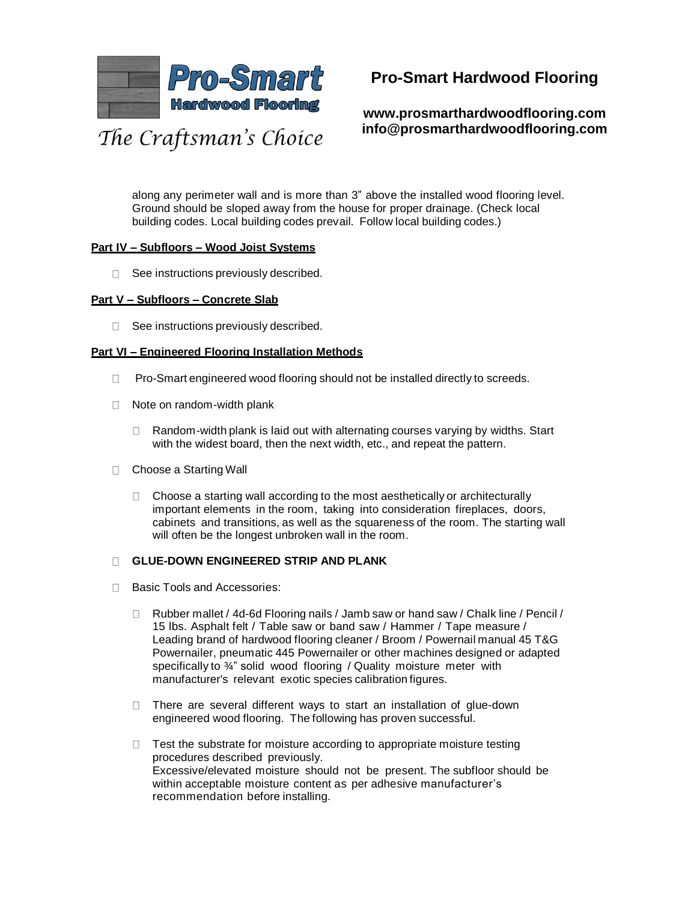along any perimeter wall and is more than 3” above the installed wood flooring level. Ground should be sloped away from the house for proper drainage. (Check local building codes. Local building codes prevail. Follow local building codes.)

**Part IV – Subfloors – Wood Joist Systems**

- See instructions previously described.

**Part V – Subfloors – Concrete Slab**

- See instructions previously described.

**Part VI – Engineered Flooring Installation Methods**

- Pro-Smart engineered wood flooring should not be installed directly to screeds.
- Note on random-width plank
  - Random-width plank is laid out with alternating courses varying by widths. Start with the widest board, then the next width, etc., and repeat the pattern.
- Choose a Starting Wall
  - Choose a starting wall according to the most aesthetically or architecturally important elements in the room, taking into consideration fireplaces, doors, cabinets and transitions, as well as the squareness of the room. The starting wall will often be the longest unbroken wall in the room.
- **GLUE-DOWN ENGINEERED STRIP AND PLANK**
- Basic Tools and Accessories:
  - Rubber mallet / 4d-6d Flooring nails / Jamb saw or hand saw / Chalk line / Pencil / 15 lbs. Asphalt felt / Table saw or band saw / Hammer / Tape measure / Leading brand of hardwood flooring cleaner / Broom / Powernail manual 45 T&G Powernailer, pneumatic 445 Powernailer or other machines designed or adapted specifically to ¾” solid wood flooring / Quality moisture meter with manufacturer's relevant exotic species calibration figures.
  - There are several different ways to start an installation of glue-down engineered wood flooring. The following has proven successful.
  - Test the substrate for moisture according to appropriate moisture testing procedures described previously.
    Excessive/elevated moisture should not be present. The subfloor should be within acceptable moisture content as per adhesive manufacturer’s recommendation before installing.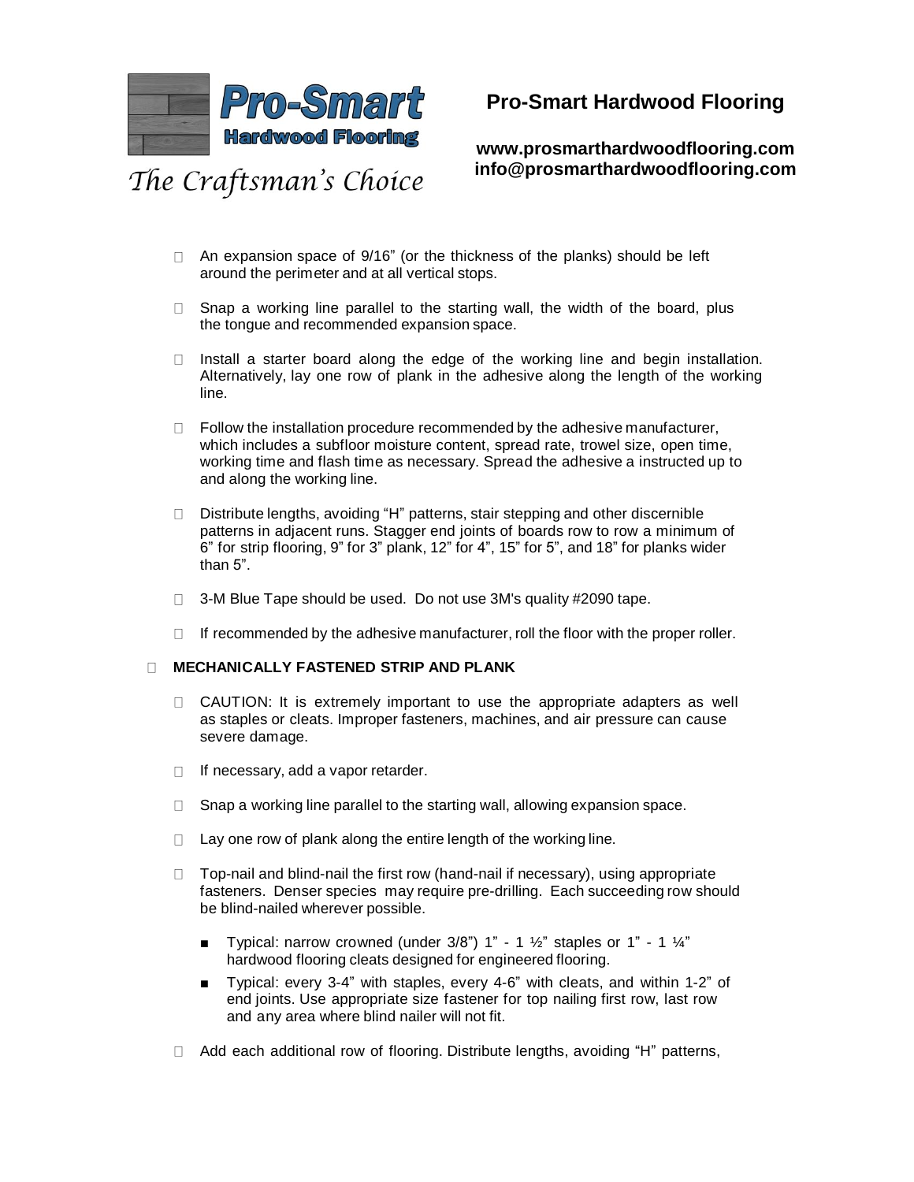- An expansion space of 9/16" (or the thickness of the planks) should be left around the perimeter and at all vertical stops.

- Snap a working line parallel to the starting wall, the width of the board, plus the tongue and recommended expansion space.

- Install a starter board along the edge of the working line and begin installation. Alternatively, lay one row of plank in the adhesive along the length of the working line.

- Follow the installation procedure recommended by the adhesive manufacturer, which includes a subfloor moisture content, spread rate, trowel size, open time, working time and flash time as necessary. Spread the adhesive a instructed up to and along the working line.

- Distribute lengths, avoiding "H" patterns, stair stepping and other discernible patterns in adjacent runs. Stagger end joints of boards row to row a minimum of 6" for strip flooring, 9" for 3" plank, 12" for 4", 15" for 5", and 18" for planks wider than 5".

- 3-M Blue Tape should be used. Do not use 3M's quality #2090 tape.

- If recommended by the adhesive manufacturer, roll the floor with the proper roller.

- **MECHANICALLY FASTENED STRIP AND PLANK**

  - CAUTION: It is extremely important to use the appropriate adapters as well as staples or cleats. Improper fasteners, machines, and air pressure can cause severe damage.

  - If necessary, add a vapor retarder.

  - Snap a working line parallel to the starting wall, allowing expansion space.

  - Lay one row of plank along the entire length of the working line.

  - Top-nail and blind-nail the first row (hand-nail if necessary), using appropriate fasteners. Denser species may require pre-drilling. Each succeeding row should be blind-nailed wherever possible.

    - Typical: narrow crowned (under 3/8") 1" - 1 ½" staples or 1" - 1 ¼" hardwood flooring cleats designed for engineered flooring.
    - Typical: every 3-4" with staples, every 4-6" with cleats, and within 1-2" of end joints. Use appropriate size fastener for top nailing first row, last row and any area where blind nailer will not fit.

  - Add each additional row of flooring. Distribute lengths, avoiding "H" patterns,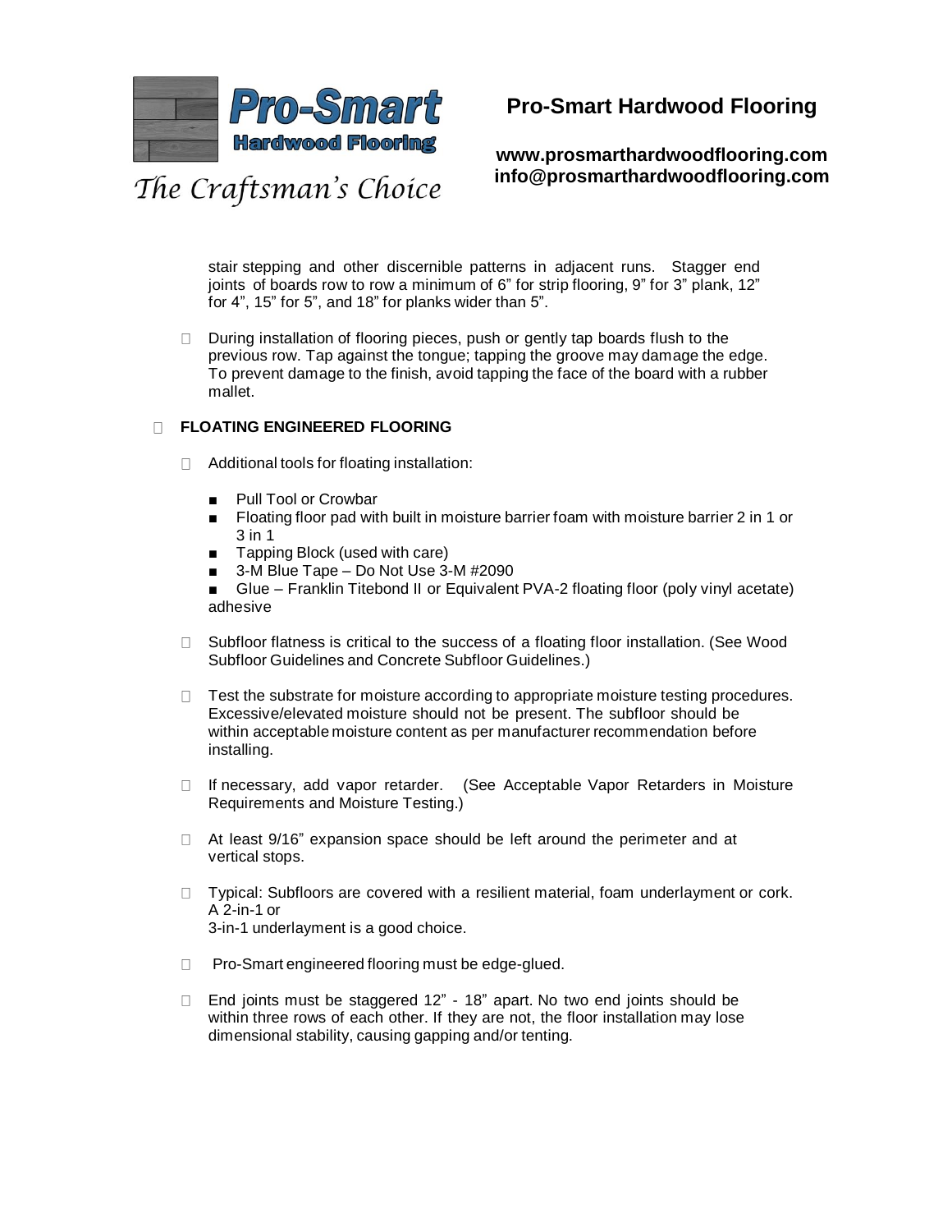stair stepping and other discernible patterns in adjacent runs. Stagger end joints of boards row to row a minimum of 6" for strip flooring, 9" for 3" plank, 12" for 4", 15" for 5", and 18" for planks wider than 5".

- During installation of flooring pieces, push or gently tap boards flush to the previous row. Tap against the tongue; tapping the groove may damage the edge. To prevent damage to the finish, avoid tapping the face of the board with a rubber mallet.

- **FLOATING ENGINEERED FLOORING**

  - Additional tools for floating installation:

    - Pull Tool or Crowbar
    - Floating floor pad with built in moisture barrier foam with moisture barrier 2 in 1 or 3 in 1
    - Tapping Block (used with care)
    - 3-M Blue Tape – Do Not Use 3-M #2090
    - Glue – Franklin Titebond II or Equivalent PVA-2 floating floor (poly vinyl acetate) adhesive

  - Subfloor flatness is critical to the success of a floating floor installation. (See Wood Subfloor Guidelines and Concrete Subfloor Guidelines.)

  - Test the substrate for moisture according to appropriate moisture testing procedures. Excessive/elevated moisture should not be present. The subfloor should be within acceptable moisture content as per manufacturer recommendation before installing.

  - If necessary, add vapor retarder. (See Acceptable Vapor Retarders in Moisture Requirements and Moisture Testing.)

  - At least 9/16" expansion space should be left around the perimeter and at vertical stops.

  - Typical: Subfloors are covered with a resilient material, foam underlayment or cork. A 2-in-1 or 3-in-1 underlayment is a good choice.

  - Pro-Smart engineered flooring must be edge-glued.

  - End joints must be staggered 12" - 18" apart. No two end joints should be within three rows of each other. If they are not, the floor installation may lose dimensional stability, causing gapping and/or tenting.